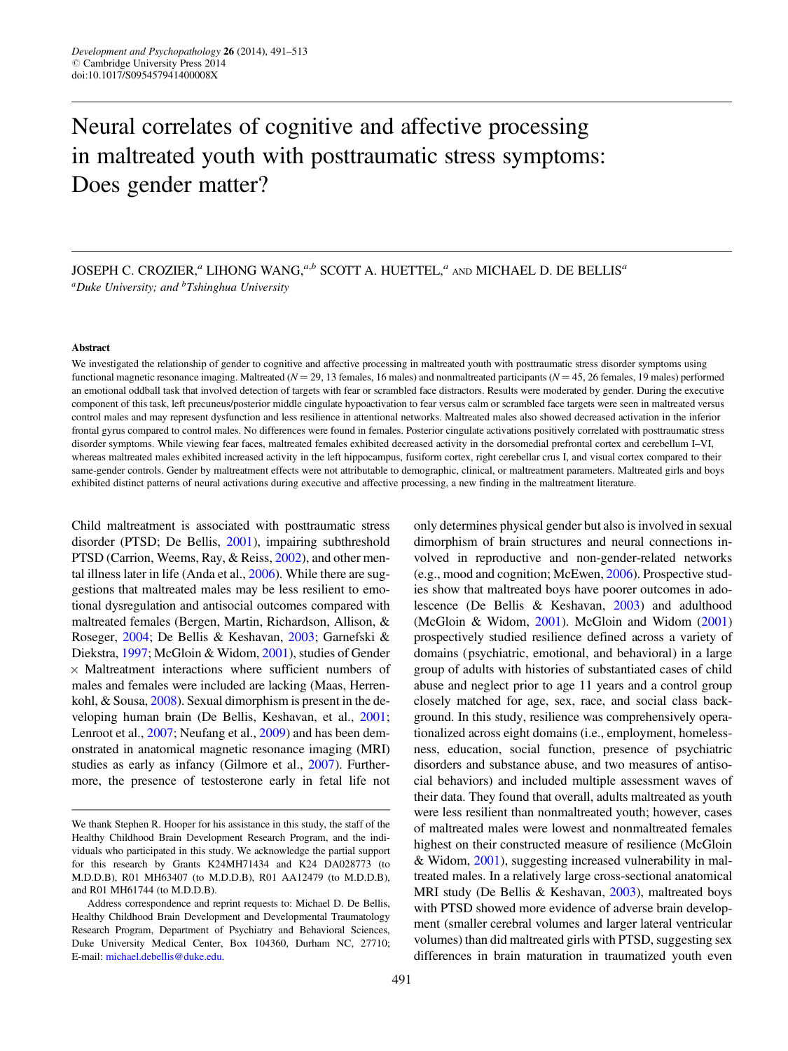# Neural correlates of cognitive and affective processing in maltreated youth with posttraumatic stress symptoms: Does gender matter?

JOSEPH C. CROZIER,[a] LIHONG WANG,[a,b] SCOTT A. HUETTEL,[a] AND MICHAEL D. DE BELLIS[a]

[a]*Duke University; and* [b]*Tshinghua University*

### Abstract

We investigated the relationship of gender to cognitive and affective processing in maltreated youth with posttraumatic stress disorder symptoms using functional magnetic resonance imaging. Maltreated ($N = 29$, 13 females, 16 males) and nonmaltreated participants ($N = 45$, 26 females, 19 males) performed an emotional oddball task that involved detection of targets with fear or scrambled face distractors. Results were moderated by gender. During the executive component of this task, left precuneus/posterior middle cingulate hypoactivation to fear versus calm or scrambled face targets were seen in maltreated versus control males and may represent dysfunction and less resilience in attentional networks. Maltreated males also showed decreased activation in the inferior frontal gyrus compared to control males. No differences were found in females. Posterior cingulate activations positively correlated with posttraumatic stress disorder symptoms. While viewing fear faces, maltreated females exhibited decreased activity in the dorsomedial prefrontal cortex and cerebellum I–VI, whereas maltreated males exhibited increased activity in the left hippocampus, fusiform cortex, right cerebellar crus I, and visual cortex compared to their same-gender controls. Gender by maltreatment effects were not attributable to demographic, clinical, or maltreatment parameters. Maltreated girls and boys exhibited distinct patterns of neural activations during executive and affective processing, a new finding in the maltreatment literature.

Child maltreatment is associated with posttraumatic stress disorder (PTSD; De Bellis, 2001), impairing subthreshold PTSD (Carrion, Weems, Ray, & Reiss, 2002), and other mental illness later in life (Anda et al., 2006). While there are suggestions that maltreated males may be less resilient to emotional dysregulation and antisocial outcomes compared with maltreated females (Bergen, Martin, Richardson, Allison, & Roseger, 2004; De Bellis & Keshavan, 2003; Garnefski & Diekstra, 1997; McGloin & Widom, 2001), studies of Gender × Maltreatment interactions where sufficient numbers of males and females were included are lacking (Maas, Herrenkohl, & Sousa, 2008). Sexual dimorphism is present in the developing human brain (De Bellis, Keshavan, et al., 2001; Lenroot et al., 2007; Neufang et al., 2009) and has been demonstrated in anatomical magnetic resonance imaging (MRI) studies as early as infancy (Gilmore et al., 2007). Furthermore, the presence of testosterone early in fetal life not only determines physical gender but also is involved in sexual dimorphism of brain structures and neural connections involved in reproductive and non-gender-related networks (e.g., mood and cognition; McEwen, 2006). Prospective studies show that maltreated boys have poorer outcomes in adolescence (De Bellis & Keshavan, 2003) and adulthood (McGloin & Widom, 2001). McGloin and Widom (2001) prospectively studied resilience defined across a variety of domains (psychiatric, emotional, and behavioral) in a large group of adults with histories of substantiated cases of child abuse and neglect prior to age 11 years and a control group closely matched for age, sex, race, and social class background. In this study, resilience was comprehensively operationalized across eight domains (i.e., employment, homelessness, education, social function, presence of psychiatric disorders and substance abuse, and two measures of antisocial behaviors) and included multiple assessment waves of their data. They found that overall, adults maltreated as youth were less resilient than nonmaltreated youth; however, cases of maltreated males were lowest and nonmaltreated females highest on their constructed measure of resilience (McGloin & Widom, 2001), suggesting increased vulnerability in maltreated males. In a relatively large cross-sectional anatomical MRI study (De Bellis & Keshavan, 2003), maltreated boys with PTSD showed more evidence of adverse brain development (smaller cerebral volumes and larger lateral ventricular volumes) than did maltreated girls with PTSD, suggesting sex differences in brain maturation in traumatized youth even

---

We thank Stephen R. Hooper for his assistance in this study, the staff of the Healthy Childhood Brain Development Research Program, and the individuals who participated in this study. We acknowledge the partial support for this research by Grants K24MH71434 and K24 DA028773 (to M.D.D.B), R01 MH63407 (to M.D.D.B), R01 AA12479 (to M.D.D.B), and R01 MH61744 (to M.D.D.B).

Address correspondence and reprint requests to: Michael D. De Bellis, Healthy Childhood Brain Development and Developmental Traumatology Research Program, Department of Psychiatry and Behavioral Sciences, Duke University Medical Center, Box 104360, Durham NC, 27710; E-mail: michael.debellis@duke.edu.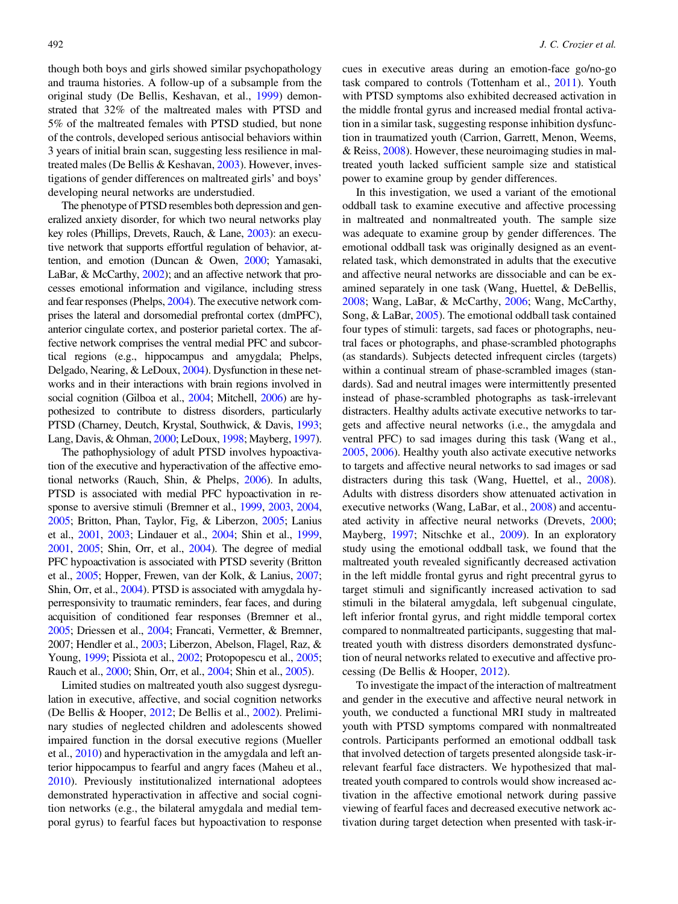though both boys and girls showed similar psychopathology and trauma histories. A follow-up of a subsample from the original study (De Bellis, Keshavan, et al., 1999) demonstrated that 32% of the maltreated males with PTSD and 5% of the maltreated females with PTSD studied, but none of the controls, developed serious antisocial behaviors within 3 years of initial brain scan, suggesting less resilience in maltreated males (De Bellis & Keshavan, 2003). However, investigations of gender differences on maltreated girls' and boys' developing neural networks are understudied.

The phenotype of PTSD resembles both depression and generalized anxiety disorder, for which two neural networks play key roles (Phillips, Drevets, Rauch, & Lane, 2003): an executive network that supports effortful regulation of behavior, attention, and emotion (Duncan & Owen, 2000; Yamasaki, LaBar, & McCarthy, 2002); and an affective network that processes emotional information and vigilance, including stress and fear responses (Phelps, 2004). The executive network comprises the lateral and dorsomedial prefrontal cortex (dmPFC), anterior cingulate cortex, and posterior parietal cortex. The affective network comprises the ventral medial PFC and subcortical regions (e.g., hippocampus and amygdala; Phelps, Delgado, Nearing, & LeDoux, 2004). Dysfunction in these networks and in their interactions with brain regions involved in social cognition (Gilboa et al., 2004; Mitchell, 2006) are hypothesized to contribute to distress disorders, particularly PTSD (Charney, Deutch, Krystal, Southwick, & Davis, 1993; Lang, Davis, & Ohman, 2000; LeDoux, 1998; Mayberg, 1997).

The pathophysiology of adult PTSD involves hypoactivation of the executive and hyperactivation of the affective emotional networks (Rauch, Shin, & Phelps, 2006). In adults, PTSD is associated with medial PFC hypoactivation in response to aversive stimuli (Bremner et al., 1999, 2003, 2004, 2005; Britton, Phan, Taylor, Fig, & Liberzon, 2005; Lanius et al., 2001, 2003; Lindauer et al., 2004; Shin et al., 1999, 2001, 2005; Shin, Orr, et al., 2004). The degree of medial PFC hypoactivation is associated with PTSD severity (Britton et al., 2005; Hopper, Frewen, van der Kolk, & Lanius, 2007; Shin, Orr, et al., 2004). PTSD is associated with amygdala hyperresponsivity to traumatic reminders, fear faces, and during acquisition of conditioned fear responses (Bremner et al., 2005; Driessen et al., 2004; Francati, Vermetter, & Bremner, 2007; Hendler et al., 2003; Liberzon, Abelson, Flagel, Raz, & Young, 1999; Pissiota et al., 2002; Protopopescu et al., 2005; Rauch et al., 2000; Shin, Orr, et al., 2004; Shin et al., 2005).

Limited studies on maltreated youth also suggest dysregulation in executive, affective, and social cognition networks (De Bellis & Hooper, 2012; De Bellis et al., 2002). Preliminary studies of neglected children and adolescents showed impaired function in the dorsal executive regions (Mueller et al., 2010) and hyperactivation in the amygdala and left anterior hippocampus to fearful and angry faces (Maheu et al., 2010). Previously institutionalized international adoptees demonstrated hyperactivation in affective and social cognition networks (e.g., the bilateral amygdala and medial temporal gyrus) to fearful faces but hypoactivation to response cues in executive areas during an emotion-face go/no-go task compared to controls (Tottenham et al., 2011). Youth with PTSD symptoms also exhibited decreased activation in the middle frontal gyrus and increased medial frontal activation in a similar task, suggesting response inhibition dysfunction in traumatized youth (Carrion, Garrett, Menon, Weems, & Reiss, 2008). However, these neuroimaging studies in maltreated youth lacked sufficient sample size and statistical power to examine group by gender differences.

In this investigation, we used a variant of the emotional oddball task to examine executive and affective processing in maltreated and nonmaltreated youth. The sample size was adequate to examine group by gender differences. The emotional oddball task was originally designed as an event-related task, which demonstrated in adults that the executive and affective neural networks are dissociable and can be examined separately in one task (Wang, Huettel, & DeBellis, 2008; Wang, LaBar, & McCarthy, 2006; Wang, McCarthy, Song, & LaBar, 2005). The emotional oddball task contained four types of stimuli: targets, sad faces or photographs, neutral faces or photographs, and phase-scrambled photographs (as standards). Subjects detected infrequent circles (targets) within a continual stream of phase-scrambled images (standards). Sad and neutral images were intermittently presented instead of phase-scrambled photographs as task-irrelevant distracters. Healthy adults activate executive networks to targets and affective neural networks (i.e., the amygdala and ventral PFC) to sad images during this task (Wang et al., 2005, 2006). Healthy youth also activate executive networks to targets and affective neural networks to sad images or sad distracters during this task (Wang, Huettel, et al., 2008). Adults with distress disorders show attenuated activation in executive networks (Wang, LaBar, et al., 2008) and accentuated activity in affective neural networks (Drevets, 2000; Mayberg, 1997; Nitschke et al., 2009). In an exploratory study using the emotional oddball task, we found that the maltreated youth revealed significantly decreased activation in the left middle frontal gyrus and right precentral gyrus to target stimuli and significantly increased activation to sad stimuli in the bilateral amygdala, left subgenual cingulate, left inferior frontal gyrus, and right middle temporal cortex compared to nonmaltreated participants, suggesting that maltreated youth with distress disorders demonstrated dysfunction of neural networks related to executive and affective processing (De Bellis & Hooper, 2012).

To investigate the impact of the interaction of maltreatment and gender in the executive and affective neural network in youth, we conducted a functional MRI study in maltreated youth with PTSD symptoms compared with nonmaltreated controls. Participants performed an emotional oddball task that involved detection of targets presented alongside task-irrelevant fearful face distracters. We hypothesized that maltreated youth compared to controls would show increased activation in the affective emotional network during passive viewing of fearful faces and decreased executive network activation during target detection when presented with task-ir-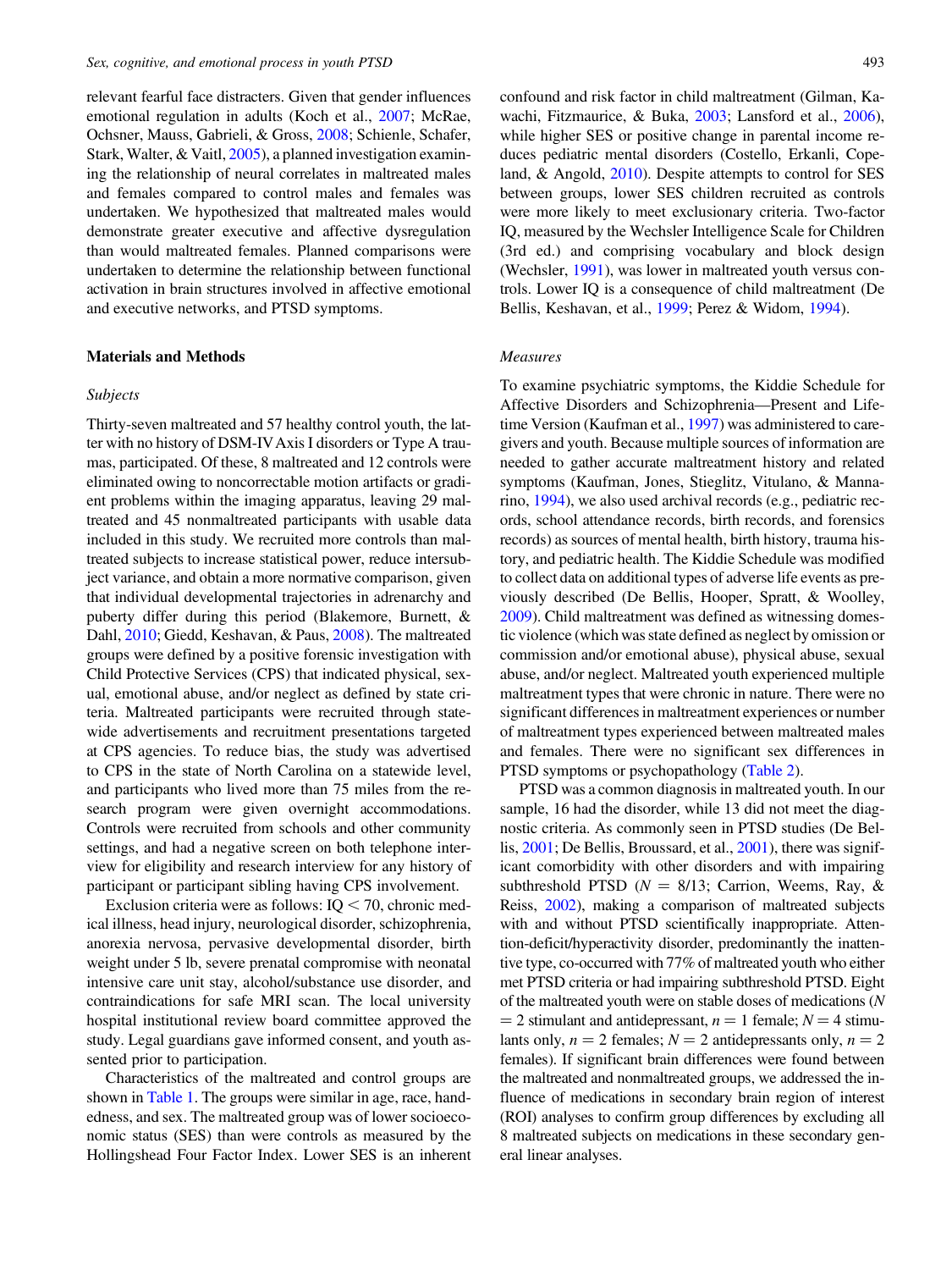relevant fearful face distracters. Given that gender influences emotional regulation in adults (Koch et al., 2007; McRae, Ochsner, Mauss, Gabrieli, & Gross, 2008; Schienle, Schafer, Stark, Walter, & Vaitl, 2005), a planned investigation examining the relationship of neural correlates in maltreated males and females compared to control males and females was undertaken. We hypothesized that maltreated males would demonstrate greater executive and affective dysregulation than would maltreated females. Planned comparisons were undertaken to determine the relationship between functional activation in brain structures involved in affective emotional and executive networks, and PTSD symptoms.

## Materials and Methods

### *Subjects*

Thirty-seven maltreated and 57 healthy control youth, the latter with no history of DSM-IV Axis I disorders or Type A traumas, participated. Of these, 8 maltreated and 12 controls were eliminated owing to noncorrectable motion artifacts or gradient problems within the imaging apparatus, leaving 29 maltreated and 45 nonmaltreated participants with usable data included in this study. We recruited more controls than maltreated subjects to increase statistical power, reduce intersubject variance, and obtain a more normative comparison, given that individual developmental trajectories in adrenarchy and puberty differ during this period (Blakemore, Burnett, & Dahl, 2010; Giedd, Keshavan, & Paus, 2008). The maltreated groups were defined by a positive forensic investigation with Child Protective Services (CPS) that indicated physical, sexual, emotional abuse, and/or neglect as defined by state criteria. Maltreated participants were recruited through statewide advertisements and recruitment presentations targeted at CPS agencies. To reduce bias, the study was advertised to CPS in the state of North Carolina on a statewide level, and participants who lived more than 75 miles from the research program were given overnight accommodations. Controls were recruited from schools and other community settings, and had a negative screen on both telephone interview for eligibility and research interview for any history of participant or participant sibling having CPS involvement.

Exclusion criteria were as follows: IQ < 70, chronic medical illness, head injury, neurological disorder, schizophrenia, anorexia nervosa, pervasive developmental disorder, birth weight under 5 lb, severe prenatal compromise with neonatal intensive care unit stay, alcohol/substance use disorder, and contraindications for safe MRI scan. The local university hospital institutional review board committee approved the study. Legal guardians gave informed consent, and youth assented prior to participation.

Characteristics of the maltreated and control groups are shown in Table 1. The groups were similar in age, race, handedness, and sex. The maltreated group was of lower socioeconomic status (SES) than were controls as measured by the Hollingshead Four Factor Index. Lower SES is an inherent confound and risk factor in child maltreatment (Gilman, Kawachi, Fitzmaurice, & Buka, 2003; Lansford et al., 2006), while higher SES or positive change in parental income reduces pediatric mental disorders (Costello, Erkanli, Copeland, & Angold, 2010). Despite attempts to control for SES between groups, lower SES children recruited as controls were more likely to meet exclusionary criteria. Two-factor IQ, measured by the Wechsler Intelligence Scale for Children (3rd ed.) and comprising vocabulary and block design (Wechsler, 1991), was lower in maltreated youth versus controls. Lower IQ is a consequence of child maltreatment (De Bellis, Keshavan, et al., 1999; Perez & Widom, 1994).

### *Measures*

To examine psychiatric symptoms, the Kiddie Schedule for Affective Disorders and Schizophrenia—Present and Lifetime Version (Kaufman et al., 1997) was administered to caregivers and youth. Because multiple sources of information are needed to gather accurate maltreatment history and related symptoms (Kaufman, Jones, Stieglitz, Vitulano, & Mannarino, 1994), we also used archival records (e.g., pediatric records, school attendance records, birth records, and forensics records) as sources of mental health, birth history, trauma history, and pediatric health. The Kiddie Schedule was modified to collect data on additional types of adverse life events as previously described (De Bellis, Hooper, Spratt, & Woolley, 2009). Child maltreatment was defined as witnessing domestic violence (which was state defined as neglect by omission or commission and/or emotional abuse), physical abuse, sexual abuse, and/or neglect. Maltreated youth experienced multiple maltreatment types that were chronic in nature. There were no significant differences in maltreatment experiences or number of maltreatment types experienced between maltreated males and females. There were no significant sex differences in PTSD symptoms or psychopathology (Table 2).

PTSD was a common diagnosis in maltreated youth. In our sample, 16 had the disorder, while 13 did not meet the diagnostic criteria. As commonly seen in PTSD studies (De Bellis, 2001; De Bellis, Broussard, et al., 2001), there was significant comorbidity with other disorders and with impairing subthreshold PTSD ($N$ = 8/13; Carrion, Weems, Ray, & Reiss, 2002), making a comparison of maltreated subjects with and without PTSD scientifically inappropriate. Attention-deficit/hyperactivity disorder, predominantly the inattentive type, co-occurred with 77% of maltreated youth who either met PTSD criteria or had impairing subthreshold PTSD. Eight of the maltreated youth were on stable doses of medications ($N$ = 2 stimulant and antidepressant, $n$ = 1 female; $N$ = 4 stimulants only, $n$ = 2 females; $N$ = 2 antidepressants only, $n$ = 2 females). If significant brain differences were found between the maltreated and nonmaltreated groups, we addressed the influence of medications in secondary brain region of interest (ROI) analyses to confirm group differences by excluding all 8 maltreated subjects on medications in these secondary general linear analyses.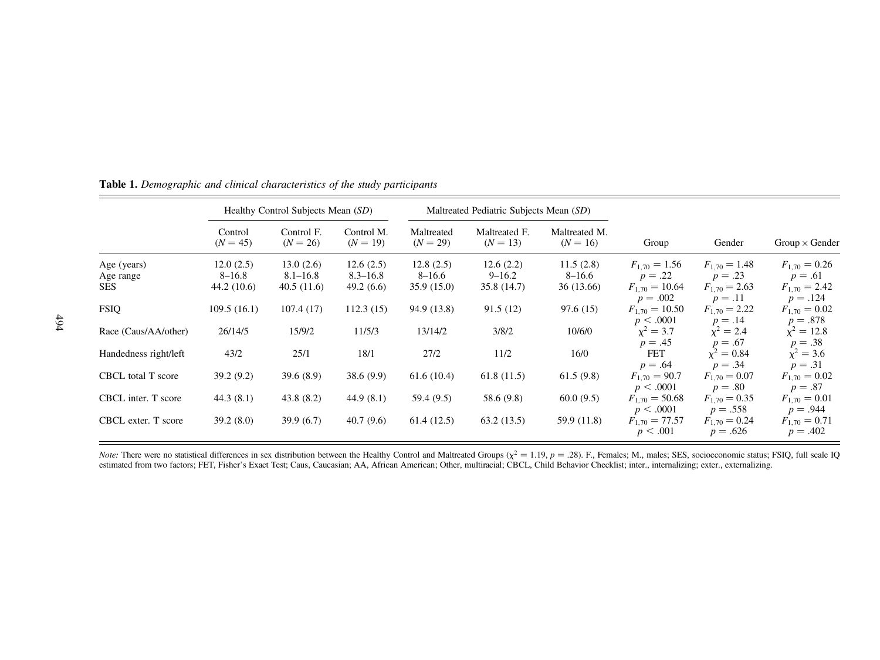**Table 1.** *Demographic and clinical characteristics of the study participants*

| | Healthy Control Subjects Mean (*SD*) | | | Maltreated Pediatric Subjects Mean (*SD*) | | | | | |
|---|---|---|---|---|---|---|---|---|---|
| | Control ($N = 45$) | Control F. ($N = 26$) | Control M. ($N = 19$) | Maltreated ($N = 29$) | Maltreated F. ($N = 13$) | Maltreated M. ($N = 16$) | Group | Gender | Group × Gender |
| Age (years) | 12.0 (2.5) | 13.0 (2.6) | 12.6 (2.5) | 12.8 (2.5) | 12.6 (2.2) | 11.5 (2.8) | $F_{1,70} = 1.56$ | $F_{1,70} = 1.48$ | $F_{1,70} = 0.26$ |
| Age range | 8–16.8 | 8.1–16.8 | 8.3–16.8 | 8–16.6 | 9–16.2 | 8–16.6 | $p = .22$ | $p = .23$ | $p = .61$ |
| SES | 44.2 (10.6) | 40.5 (11.6) | 49.2 (6.6) | 35.9 (15.0) | 35.8 (14.7) | 36 (13.66) | $F_{1,70} = 10.64$ $p = .002$ | $F_{1,70} = 2.63$ $p = .11$ | $F_{1,70} = 2.42$ $p = .124$ |
| FSIQ | 109.5 (16.1) | 107.4 (17) | 112.3 (15) | 94.9 (13.8) | 91.5 (12) | 97.6 (15) | $F_{1,70} = 10.50$ $p < .0001$ | $F_{1,70} = 2.22$ $p = .14$ | $F_{1,70} = 0.02$ $p = .878$ |
| Race (Caus/AA/other) | 26/14/5 | 15/9/2 | 11/5/3 | 13/14/2 | 3/8/2 | 10/6/0 | $\chi^2 = 3.7$ $p = .45$ | $\chi^2 = 2.4$ $p = .67$ | $\chi^2 = 12.8$ $p = .38$ |
| Handedness right/left | 43/2 | 25/1 | 18/1 | 27/2 | 11/2 | 16/0 | FET $p = .64$ | $\chi^2 = 0.84$ $p = .34$ | $\chi^2 = 3.6$ $p = .31$ |
| CBCL total T score | 39.2 (9.2) | 39.6 (8.9) | 38.6 (9.9) | 61.6 (10.4) | 61.8 (11.5) | 61.5 (9.8) | $F_{1,70} = 90.7$ $p < .0001$ | $F_{1,70} = 0.07$ $p = .80$ | $F_{1,70} = 0.02$ $p = .87$ |
| CBCL inter. T score | 44.3 (8.1) | 43.8 (8.2) | 44.9 (8.1) | 59.4 (9.5) | 58.6 (9.8) | 60.0 (9.5) | $F_{1,70} = 50.68$ $p < .0001$ | $F_{1,70} = 0.35$ $p = .558$ | $F_{1,70} = 0.01$ $p = .944$ |
| CBCL exter. T score | 39.2 (8.0) | 39.9 (6.7) | 40.7 (9.6) | 61.4 (12.5) | 63.2 (13.5) | 59.9 (11.8) | $F_{1,70} = 77.57$ $p < .001$ | $F_{1,70} = 0.24$ $p = .626$ | $F_{1,70} = 0.71$ $p = .402$ |

*Note:* There were no statistical differences in sex distribution between the Healthy Control and Maltreated Groups ($\chi^2 = 1.19$, $p = .28$). F., Females; M., males; SES, socioeconomic status; FSIQ, full scale IQ estimated from two factors; FET, Fisher's Exact Test; Caus, Caucasian; AA, African American; Other, multiracial; CBCL, Child Behavior Checklist; inter., internalizing; exter., externalizing.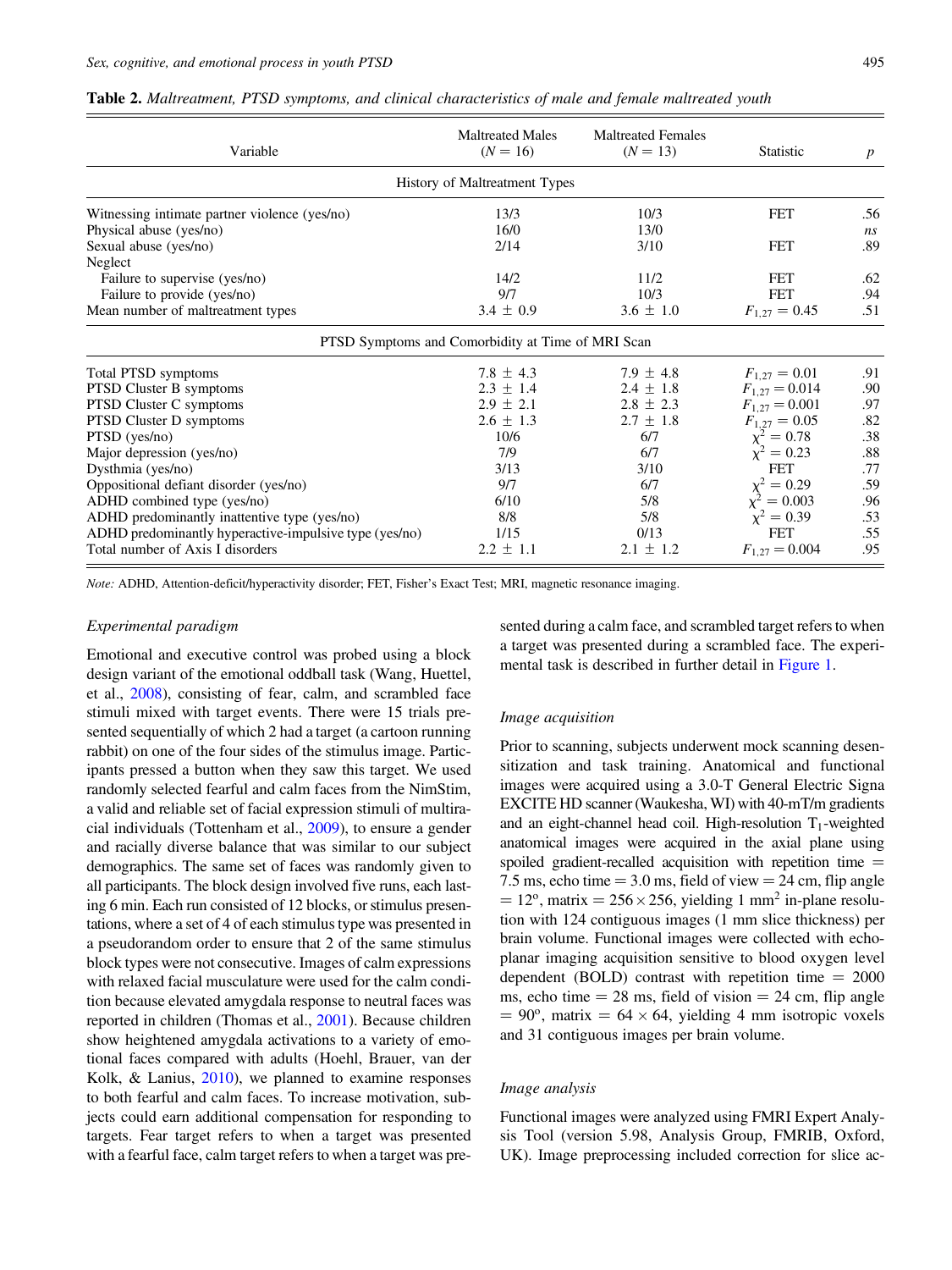**Table 2.** *Maltreatment, PTSD symptoms, and clinical characteristics of male and female maltreated youth*

| Variable | Maltreated Males ($N$ = 16) | Maltreated Females ($N$ = 13) | Statistic | $p$ |
|---|---|---|---|---|
| | History of Maltreatment Types | | | |
| Witnessing intimate partner violence (yes/no) | 13/3 | 10/3 | FET | .56 |
| Physical abuse (yes/no) | 16/0 | 13/0 | | *ns* |
| Sexual abuse (yes/no) | 2/14 | 3/10 | FET | .89 |
| Neglect | | | | |
| Failure to supervise (yes/no) | 14/2 | 11/2 | FET | .62 |
| Failure to provide (yes/no) | 9/7 | 10/3 | FET | .94 |
| Mean number of maltreatment types | 3.4 ± 0.9 | 3.6 ± 1.0 | $F_{1,27} = 0.45$ | .51 |
| | PTSD Symptoms and Comorbidity at Time of MRI Scan | | | |
| Total PTSD symptoms | 7.8 ± 4.3 | 7.9 ± 4.8 | $F_{1,27} = 0.01$ | .91 |
| PTSD Cluster B symptoms | 2.3 ± 1.4 | 2.4 ± 1.8 | $F_{1,27} = 0.014$ | .90 |
| PTSD Cluster C symptoms | 2.9 ± 2.1 | 2.8 ± 2.3 | $F_{1,27} = 0.001$ | .97 |
| PTSD Cluster D symptoms | 2.6 ± 1.3 | 2.7 ± 1.8 | $F_{1,27} = 0.05$ | .82 |
| PTSD (yes/no) | 10/6 | 6/7 | $\chi^2 = 0.78$ | .38 |
| Major depression (yes/no) | 7/9 | 6/7 | $\chi^2 = 0.23$ | .88 |
| Dysthmia (yes/no) | 3/13 | 3/10 | FET | .77 |
| Oppositional defiant disorder (yes/no) | 9/7 | 6/7 | $\chi^2 = 0.29$ | .59 |
| ADHD combined type (yes/no) | 6/10 | 5/8 | $\chi^2 = 0.003$ | .96 |
| ADHD predominantly inattentive type (yes/no) | 8/8 | 5/8 | $\chi^2 = 0.39$ | .53 |
| ADHD predominantly hyperactive-impulsive type (yes/no) | 1/15 | 0/13 | FET | .55 |
| Total number of Axis I disorders | 2.2 ± 1.1 | 2.1 ± 1.2 | $F_{1,27} = 0.004$ | .95 |

*Note:* ADHD, Attention-deficit/hyperactivity disorder; FET, Fisher's Exact Test; MRI, magnetic resonance imaging.

### *Experimental paradigm*

Emotional and executive control was probed using a block design variant of the emotional oddball task (Wang, Huettel, et al., 2008), consisting of fear, calm, and scrambled face stimuli mixed with target events. There were 15 trials presented sequentially of which 2 had a target (a cartoon running rabbit) on one of the four sides of the stimulus image. Participants pressed a button when they saw this target. We used randomly selected fearful and calm faces from the NimStim, a valid and reliable set of facial expression stimuli of multiracial individuals (Tottenham et al., 2009), to ensure a gender and racially diverse balance that was similar to our subject demographics. The same set of faces was randomly given to all participants. The block design involved five runs, each lasting 6 min. Each run consisted of 12 blocks, or stimulus presentations, where a set of 4 of each stimulus type was presented in a pseudorandom order to ensure that 2 of the same stimulus block types were not consecutive. Images of calm expressions with relaxed facial musculature were used for the calm condition because elevated amygdala response to neutral faces was reported in children (Thomas et al., 2001). Because children show heightened amygdala activations to a variety of emotional faces compared with adults (Hoehl, Brauer, van der Kolk, & Lanius, 2010), we planned to examine responses to both fearful and calm faces. To increase motivation, subjects could earn additional compensation for responding to targets. Fear target refers to when a target was presented with a fearful face, calm target refers to when a target was presented during a calm face, and scrambled target refers to when a target was presented during a scrambled face. The experimental task is described in further detail in Figure 1.

### *Image acquisition*

Prior to scanning, subjects underwent mock scanning desensitization and task training. Anatomical and functional images were acquired using a 3.0-T General Electric Signa EXCITE HD scanner (Waukesha, WI) with 40-mT/m gradients and an eight-channel head coil. High-resolution $T_1$-weighted anatomical images were acquired in the axial plane using spoiled gradient-recalled acquisition with repetition time = 7.5 ms, echo time = 3.0 ms, field of view = 24 cm, flip angle = 12°, matrix = 256 × 256, yielding 1 mm$^2$ in-plane resolution with 124 contiguous images (1 mm slice thickness) per brain volume. Functional images were collected with echo-planar imaging acquisition sensitive to blood oxygen level dependent (BOLD) contrast with repetition time = 2000 ms, echo time = 28 ms, field of vision = 24 cm, flip angle = 90°, matrix = 64 × 64, yielding 4 mm isotropic voxels and 31 contiguous images per brain volume.

### *Image analysis*

Functional images were analyzed using FMRI Expert Analysis Tool (version 5.98, Analysis Group, FMRIB, Oxford, UK). Image preprocessing included correction for slice ac-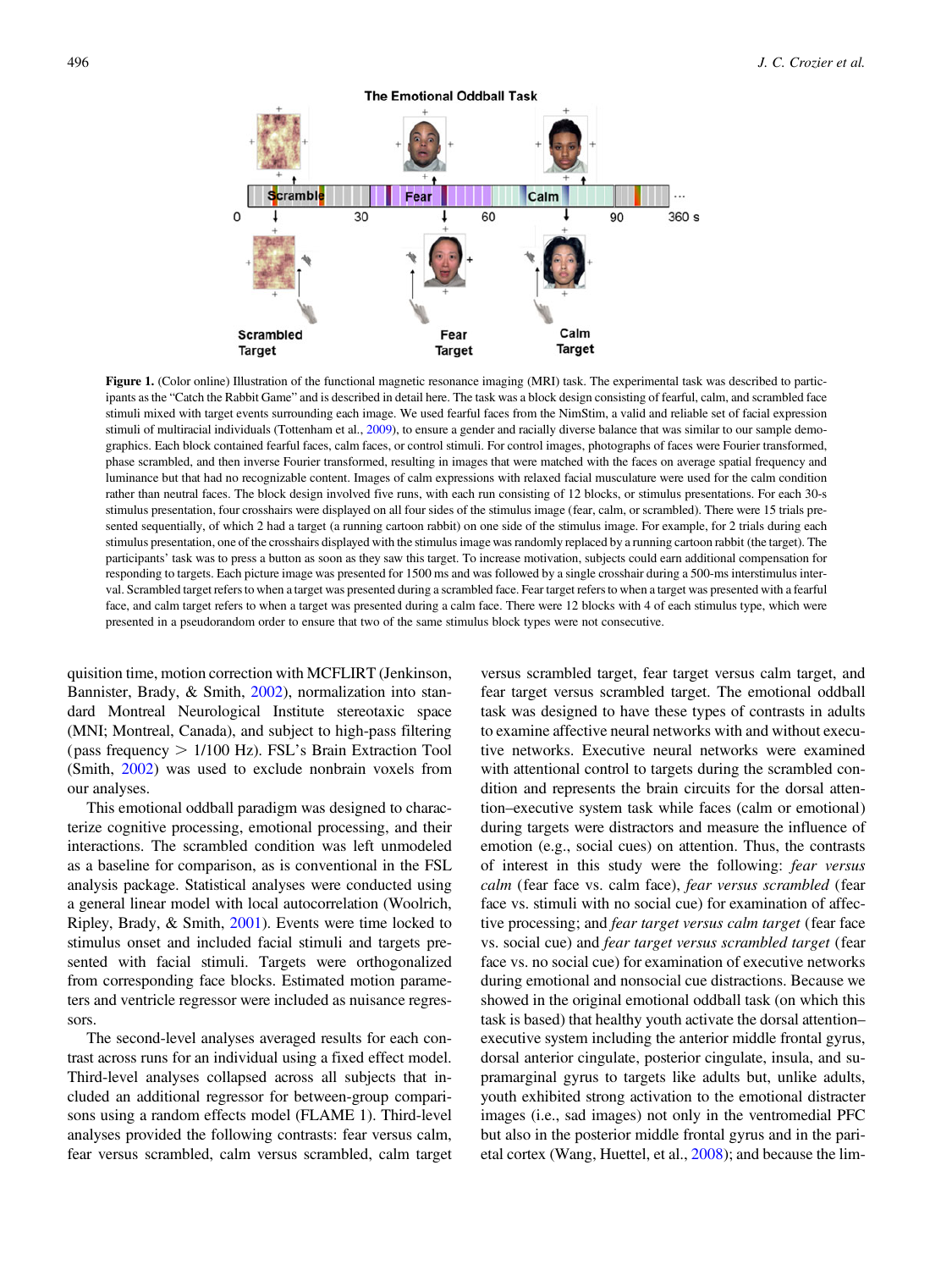The Emotional Oddball Task

Scramble

Fear

Calm

0

30

60

90

360 s

...

Scrambled Target

Fear Target

Calm Target

**Figure 1.** (Color online) Illustration of the functional magnetic resonance imaging (MRI) task. The experimental task was described to participants as the "Catch the Rabbit Game" and is described in detail here. The task was a block design consisting of fearful, calm, and scrambled face stimuli mixed with target events surrounding each image. We used fearful faces from the NimStim, a valid and reliable set of facial expression stimuli of multiracial individuals (Tottenham et al., 2009), to ensure a gender and racially diverse balance that was similar to our sample demographics. Each block contained fearful faces, calm faces, or control stimuli. For control images, photographs of faces were Fourier transformed, phase scrambled, and then inverse Fourier transformed, resulting in images that were matched with the faces on average spatial frequency and luminance but that had no recognizable content. Images of calm expressions with relaxed facial musculature were used for the calm condition rather than neutral faces. The block design involved five runs, with each run consisting of 12 blocks, or stimulus presentations. For each 30-s stimulus presentation, four crosshairs were displayed on all four sides of the stimulus image (fear, calm, or scrambled). There were 15 trials presented sequentially, of which 2 had a target (a running cartoon rabbit) on one side of the stimulus image. For example, for 2 trials during each stimulus presentation, one of the crosshairs displayed with the stimulus image was randomly replaced by a running cartoon rabbit (the target). The participants' task was to press a button as soon as they saw this target. To increase motivation, subjects could earn additional compensation for responding to targets. Each picture image was presented for 1500 ms and was followed by a single crosshair during a 500-ms interstimulus interval. Scrambled target refers to when a target was presented during a scrambled face. Fear target refers to when a target was presented with a fearful face, and calm target refers to when a target was presented during a calm face. There were 12 blocks with 4 of each stimulus type, which were presented in a pseudorandom order to ensure that two of the same stimulus block types were not consecutive.

quisition time, motion correction with MCFLIRT (Jenkinson, Bannister, Brady, & Smith, 2002), normalization into standard Montreal Neurological Institute stereotaxic space (MNI; Montreal, Canada), and subject to high-pass filtering (pass frequency > 1/100 Hz). FSL's Brain Extraction Tool (Smith, 2002) was used to exclude nonbrain voxels from our analyses.

This emotional oddball paradigm was designed to characterize cognitive processing, emotional processing, and their interactions. The scrambled condition was left unmodeled as a baseline for comparison, as is conventional in the FSL analysis package. Statistical analyses were conducted using a general linear model with local autocorrelation (Woolrich, Ripley, Brady, & Smith, 2001). Events were time locked to stimulus onset and included facial stimuli and targets presented with facial stimuli. Targets were orthogonalized from corresponding face blocks. Estimated motion parameters and ventricle regressor were included as nuisance regressors.

The second-level analyses averaged results for each contrast across runs for an individual using a fixed effect model. Third-level analyses collapsed across all subjects that included an additional regressor for between-group comparisons using a random effects model (FLAME 1). Third-level analyses provided the following contrasts: fear versus calm, fear versus scrambled, calm versus scrambled, calm target versus scrambled target, fear target versus calm target, and fear target versus scrambled target. The emotional oddball task was designed to have these types of contrasts in adults to examine affective neural networks with and without executive networks. Executive neural networks were examined with attentional control to targets during the scrambled condition and represents the brain circuits for the dorsal attention–executive system task while faces (calm or emotional) during targets were distractors and measure the influence of emotion (e.g., social cues) on attention. Thus, the contrasts of interest in this study were the following: *fear versus calm* (fear face vs. calm face), *fear versus scrambled* (fear face vs. stimuli with no social cue) for examination of affective processing; and *fear target versus calm target* (fear face vs. social cue) and *fear target versus scrambled target* (fear face vs. no social cue) for examination of executive networks during emotional and nonsocial cue distractions. Because we showed in the original emotional oddball task (on which this task is based) that healthy youth activate the dorsal attention–executive system including the anterior middle frontal gyrus, dorsal anterior cingulate, posterior cingulate, insula, and supramarginal gyrus to targets like adults but, unlike adults, youth exhibited strong activation to the emotional distracter images (i.e., sad images) not only in the ventromedial PFC but also in the posterior middle frontal gyrus and in the parietal cortex (Wang, Huettel, et al., 2008); and because the lim-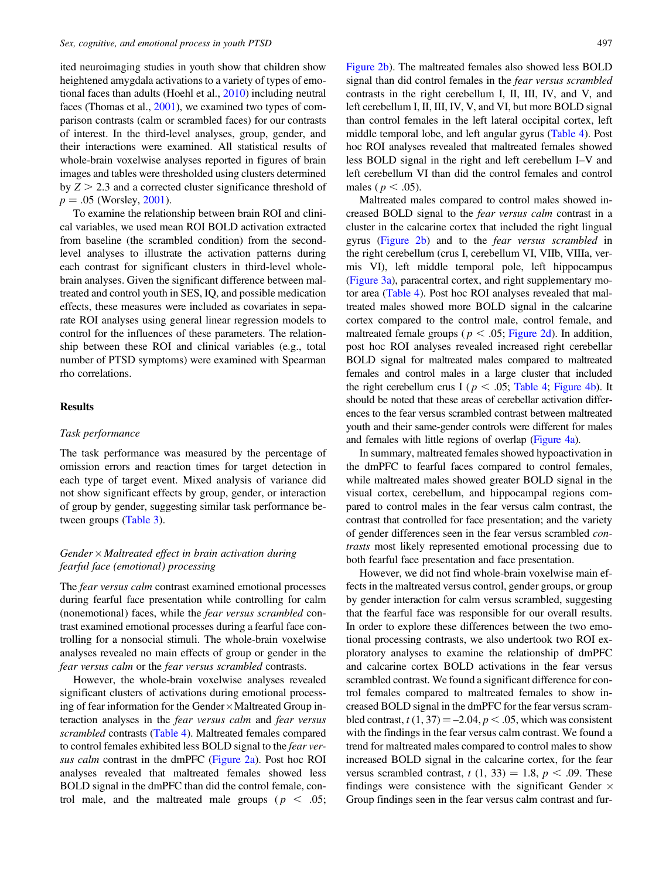ited neuroimaging studies in youth show that children show heightened amygdala activations to a variety of types of emotional faces than adults (Hoehl et al., 2010) including neutral faces (Thomas et al., 2001), we examined two types of comparison contrasts (calm or scrambled faces) for our contrasts of interest. In the third-level analyses, group, gender, and their interactions were examined. All statistical results of whole-brain voxelwise analyses reported in figures of brain images and tables were thresholded using clusters determined by $Z > 2.3$ and a corrected cluster significance threshold of $p = .05$ (Worsley, 2001).

To examine the relationship between brain ROI and clinical variables, we used mean ROI BOLD activation extracted from baseline (the scrambled condition) from the second-level analyses to illustrate the activation patterns during each contrast for significant clusters in third-level whole-brain analyses. Given the significant difference between maltreated and control youth in SES, IQ, and possible medication effects, these measures were included as covariates in separate ROI analyses using general linear regression models to control for the influences of these parameters. The relationship between these ROI and clinical variables (e.g., total number of PTSD symptoms) were examined with Spearman rho correlations.

## Results

### *Task performance*

The task performance was measured by the percentage of omission errors and reaction times for target detection in each type of target event. Mixed analysis of variance did not show significant effects by group, gender, or interaction of group by gender, suggesting similar task performance between groups (Table 3).

### *Gender × Maltreated effect in brain activation during fearful face (emotional) processing*

The *fear versus calm* contrast examined emotional processes during fearful face presentation while controlling for calm (nonemotional) faces, while the *fear versus scrambled* contrast examined emotional processes during a fearful face controlling for a nonsocial stimuli. The whole-brain voxelwise analyses revealed no main effects of group or gender in the *fear versus calm* or the *fear versus scrambled* contrasts.

However, the whole-brain voxelwise analyses revealed significant clusters of activations during emotional processing of fear information for the Gender × Maltreated Group interaction analyses in the *fear versus calm* and *fear versus scrambled* contrasts (Table 4). Maltreated females compared to control females exhibited less BOLD signal to the *fear versus calm* contrast in the dmPFC (Figure 2a). Post hoc ROI analyses revealed that maltreated females showed less BOLD signal in the dmPFC than did the control female, control male, and the maltreated male groups ($p < .05$; Figure 2b). The maltreated females also showed less BOLD signal than did control females in the *fear versus scrambled* contrasts in the right cerebellum I, II, III, IV, and V, and left cerebellum I, II, III, IV, V, and VI, but more BOLD signal than control females in the left lateral occipital cortex, left middle temporal lobe, and left angular gyrus (Table 4). Post hoc ROI analyses revealed that maltreated females showed less BOLD signal in the right and left cerebellum I–V and left cerebellum VI than did the control females and control males ($p < .05$).

Maltreated males compared to control males showed increased BOLD signal to the *fear versus calm* contrast in a cluster in the calcarine cortex that included the right lingual gyrus (Figure 2b) and to the *fear versus scrambled* in the right cerebellum (crus I, cerebellum VI, VIIb, VIIIa, vermis VI), left middle temporal pole, left hippocampus (Figure 3a), paracentral cortex, and right supplementary motor area (Table 4). Post hoc ROI analyses revealed that maltreated males showed more BOLD signal in the calcarine cortex compared to the control male, control female, and maltreated female groups ($p < .05$; Figure 2d). In addition, post hoc ROI analyses revealed increased right cerebellar BOLD signal for maltreated males compared to maltreated females and control males in a large cluster that included the right cerebellum crus I ($p < .05$; Table 4; Figure 4b). It should be noted that these areas of cerebellar activation differences to the fear versus scrambled contrast between maltreated youth and their same-gender controls were different for males and females with little regions of overlap (Figure 4a).

In summary, maltreated females showed hypoactivation in the dmPFC to fearful faces compared to control females, while maltreated males showed greater BOLD signal in the visual cortex, cerebellum, and hippocampal regions compared to control males in the fear versus calm contrast, the contrast that controlled for face presentation; and the variety of gender differences seen in the fear versus scrambled *contrasts* most likely represented emotional processing due to both fearful face presentation and face presentation.

However, we did not find whole-brain voxelwise main effects in the maltreated versus control, gender groups, or group by gender interaction for calm versus scrambled, suggesting that the fearful face was responsible for our overall results. In order to explore these differences between the two emotional processing contrasts, we also undertook two ROI exploratory analyses to examine the relationship of dmPFC and calcarine cortex BOLD activations in the fear versus scrambled contrast. We found a significant difference for control females compared to maltreated females to show increased BOLD signal in the dmPFC for the fear versus scrambled contrast, $t\,(1, 37) = -2.04$, $p < .05$, which was consistent with the findings in the fear versus calm contrast. We found a trend for maltreated males compared to control males to show increased BOLD signal in the calcarine cortex, for the fear versus scrambled contrast, $t\,(1, 33) = 1.8$, $p < .09$. These findings were consistence with the significant Gender × Group findings seen in the fear versus calm contrast and fur-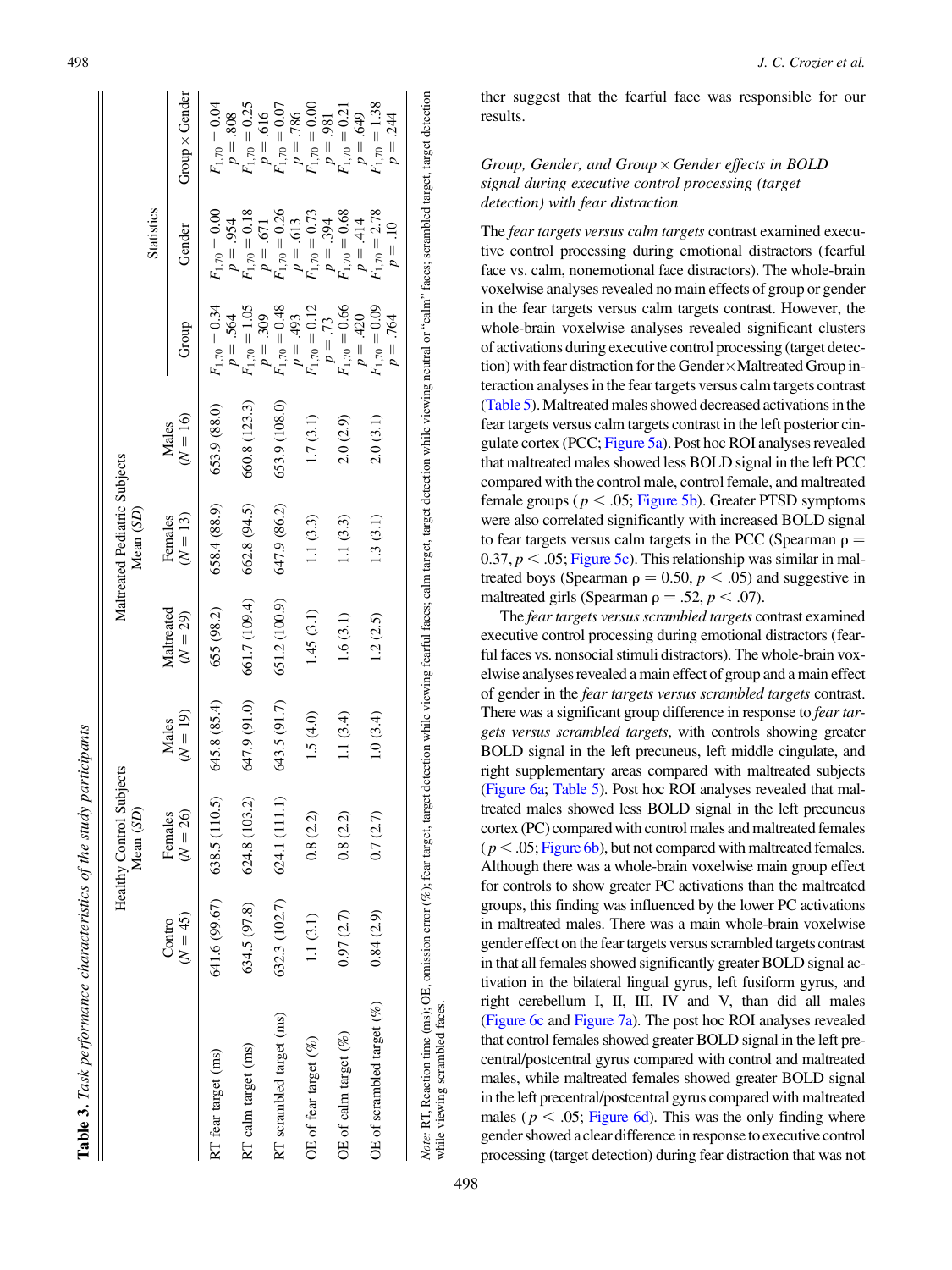**Table 3.** *Task performance characteristics of the study participants*

| | Healthy Control Subjects Mean (*SD*) | | | Maltreated Pediatric Subjects Mean (*SD*) | | | Statistics | | |
|---|---|---|---|---|---|---|---|---|---|
| | Contro (*N* = 45) | Females (*N* = 26) | Males (*N* = 19) | Maltreated (*N* = 29) | Females (*N* = 13) | Males (*N* = 16) | Group | Gender | Group × Gender |
| RT fear target (ms) | 641.6 (99.67) | 638.5 (110.5) | 645.8 (85.4) | 655 (98.2) | 658.4 (88.9) | 653.9 (88.0) | $F_{1,70} = 0.34$ $p = .564$ | $F_{1,70} = 0.00$ $p = .954$ | $F_{1,70} = 0.04$ $p = .808$ |
| RT calm target (ms) | 634.5 (97.8) | 624.8 (103.2) | 647.9 (91.0) | 661.7 (109.4) | 662.8 (94.5) | 660.8 (123.3) | $F_{1,70} = 1.05$ $p = .309$ | $F_{1,70} = 0.18$ $p = .671$ | $F_{1,70} = 0.25$ $p = .616$ |
| RT scrambled target (ms) | 632.3 (102.7) | 624.1 (111.1) | 643.5 (91.7) | 651.2 (100.9) | 647.9 (86.2) | 653.9 (108.0) | $F_{1,70} = 0.48$ $p = .493$ | $F_{1,70} = 0.26$ $p = .613$ | $F_{1,70} = 0.07$ $p = .786$ |
| OE of fear target (%) | 1.1 (3.1) | 0.8 (2.2) | 1.5 (4.0) | 1.45 (3.1) | 1.1 (3.3) | 1.7 (3.1) | $F_{1,70} = 0.12$ $p = .73$ | $F_{1,70} = 0.73$ $p = .394$ | $F_{1,70} = 0.00$ $p = .981$ |
| OE of calm target (%) | 0.97 (2.7) | 0.8 (2.2) | 1.1 (3.4) | 1.6 (3.1) | 1.1 (3.3) | 2.0 (2.9) | $F_{1,70} = 0.66$ $p = .420$ | $F_{1,70} = 0.68$ $p = .414$ | $F_{1,70} = 0.21$ $p = .649$ |
| OE of scrambled target (%) | 0.84 (2.9) | 0.7 (2.7) | 1.0 (3.4) | 1.2 (2.5) | 1.3 (3.1) | 2.0 (3.1) | $F_{1,70} = 0.09$ $p = .764$ | $F_{1,70} = 2.78$ $p = .10$ | $F_{1,70} = 1.38$ $p = .244$ |

*Note:* RT, Reaction time (ms); OE, omission error (%); fear target, target detection while viewing fearful faces; calm target, target detection while viewing neutral or "calm" faces; scrambled target, target detection while viewing scrambled faces.

ther suggest that the fearful face was responsible for our results.

### *Group, Gender, and Group × Gender effects in BOLD signal during executive control processing (target detection) with fear distraction*

The *fear targets versus calm targets* contrast examined executive control processing during emotional distractors (fearful face vs. calm, nonemotional face distractors). The whole-brain voxelwise analyses revealed no main effects of group or gender in the fear targets versus calm targets contrast. However, the whole-brain voxelwise analyses revealed significant clusters of activations during executive control processing (target detection) with fear distraction for the Gender × Maltreated Group interaction analyses in the fear targets versus calm targets contrast (Table 5). Maltreated males showed decreased activations in the fear targets versus calm targets contrast in the left posterior cingulate cortex (PCC; Figure 5a). Post hoc ROI analyses revealed that maltreated males showed less BOLD signal in the left PCC compared with the control male, control female, and maltreated female groups ($p < .05$; Figure 5b). Greater PTSD symptoms were also correlated significantly with increased BOLD signal to fear targets versus calm targets in the PCC (Spearman $\rho = 0.37$, $p < .05$; Figure 5c). This relationship was similar in maltreated boys (Spearman $\rho = 0.50$, $p < .05$) and suggestive in maltreated girls (Spearman $\rho = .52$, $p < .07$).

The *fear targets versus scrambled targets* contrast examined executive control processing during emotional distractors (fearful faces vs. nonsocial stimuli distractors). The whole-brain voxelwise analyses revealed a main effect of group and a main effect of gender in the *fear targets versus scrambled targets* contrast. There was a significant group difference in response to *fear targets versus scrambled targets*, with controls showing greater BOLD signal in the left precuneus, left middle cingulate, and right supplementary areas compared with maltreated subjects (Figure 6a; Table 5). Post hoc ROI analyses revealed that maltreated males showed less BOLD signal in the left precuneus cortex (PC) compared with control males and maltreated females ($p < .05$; Figure 6b), but not compared with maltreated females. Although there was a whole-brain voxelwise main group effect for controls to show greater PC activations than the maltreated groups, this finding was influenced by the lower PC activations in maltreated males. There was a main whole-brain voxelwise gender effect on the fear targets versus scrambled targets contrast in that all females showed significantly greater BOLD signal activation in the bilateral lingual gyrus, left fusiform gyrus, and right cerebellum I, II, III, IV and V, than did all males (Figure 6c and Figure 7a). The post hoc ROI analyses revealed that control females showed greater BOLD signal in the left precentral/postcentral gyrus compared with control and maltreated males, while maltreated females showed greater BOLD signal in the left precentral/postcentral gyrus compared with maltreated males ($p < .05$; Figure 6d). This was the only finding where gender showed a clear difference in response to executive control processing (target detection) during fear distraction that was not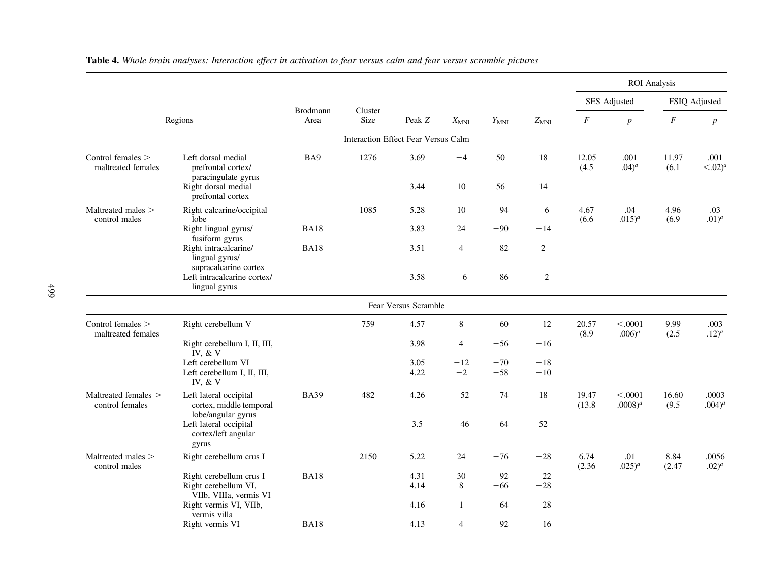**Table 4.** *Whole brain analyses: Interaction effect in activation to fear versus calm and fear versus scramble pictures*

| | | | | | | | | ROI Analysis | | | |
|---|---|---|---|---|---|---|---|---|---|---|---|
| | | | | | | | | SES Adjusted | | FSIQ Adjusted | |
| Regions | | Brodmann Area | Cluster Size | Peak $Z$ | $X_{\mathrm{MNI}}$ | $Y_{\mathrm{MNI}}$ | $Z_{\mathrm{MNI}}$ | $F$ | $p$ | $F$ | $p$ |
| **Interaction Effect Fear Versus Calm** | | | | | | | | | | | |
| Control females > maltreated females | Left dorsal medial prefrontal cortex/ paracingulate gyrus | BA9 | 1276 | 3.69 | −4 | 50 | 18 | 12.05 (4.5 | .001 .04)[a] | 11.97 (6.1 | .001 <.02)[a] |
| | Right dorsal medial prefrontal cortex | | | 3.44 | 10 | 56 | 14 | | | | |
| Maltreated males > control males | Right calcarine/occipital lobe | | 1085 | 5.28 | 10 | −94 | −6 | 4.67 (6.6 | .04 .015)[a] | 4.96 (6.9 | .03 .01)[a] |
| | Right lingual gyrus/ fusiform gyrus | BA18 | | 3.83 | 24 | −90 | −14 | | | | |
| | Right intracalcarine/ lingual gyrus/ supracalcarine cortex | BA18 | | 3.51 | 4 | −82 | 2 | | | | |
| | Left intracalcarine cortex/ lingual gyrus | | | 3.58 | −6 | −86 | −2 | | | | |
| **Fear Versus Scramble** | | | | | | | | | | | |
| Control females > maltreated females | Right cerebellum V | | 759 | 4.57 | 8 | −60 | −12 | 20.57 (8.9 | <.0001 .006)[a] | 9.99 (2.5 | .003 .12)[a] |
| | Right cerebellum I, II, III, IV, & V | | | 3.98 | 4 | −56 | −16 | | | | |
| | Left cerebellum VI | | | 3.05 | −12 | −70 | −18 | | | | |
| | Left cerebellum I, II, III, IV, & V | | | 4.22 | −2 | −58 | −10 | | | | |
| Maltreated females > control females | Left lateral occipital cortex, middle temporal lobe/angular gyrus | BA39 | 482 | 4.26 | −52 | −74 | 18 | 19.47 (13.8 | <.0001 .0008)[a] | 16.60 (9.5 | .0003 .004)[a] |
| | Left lateral occipital cortex/left angular gyrus | | | 3.5 | −46 | −64 | 52 | | | | |
| Maltreated males > control males | Right cerebellum crus I | | 2150 | 5.22 | 24 | −76 | −28 | 6.74 (2.36 | .01 .025)[a] | 8.84 (2.47 | .0056 .02)[a] |
| | Right cerebellum crus I | BA18 | | 4.31 | 30 | −92 | −22 | | | | |
| | Right cerebellum VI, VIIb, VIIIa, vermis VI | | | 4.14 | 8 | −66 | −28 | | | | |
| | Right vermis VI, VIIb, vermis villa | | | 4.16 | 1 | −64 | −28 | | | | |
| | Right vermis VI | BA18 | | 4.13 | 4 | −92 | −16 | | | | |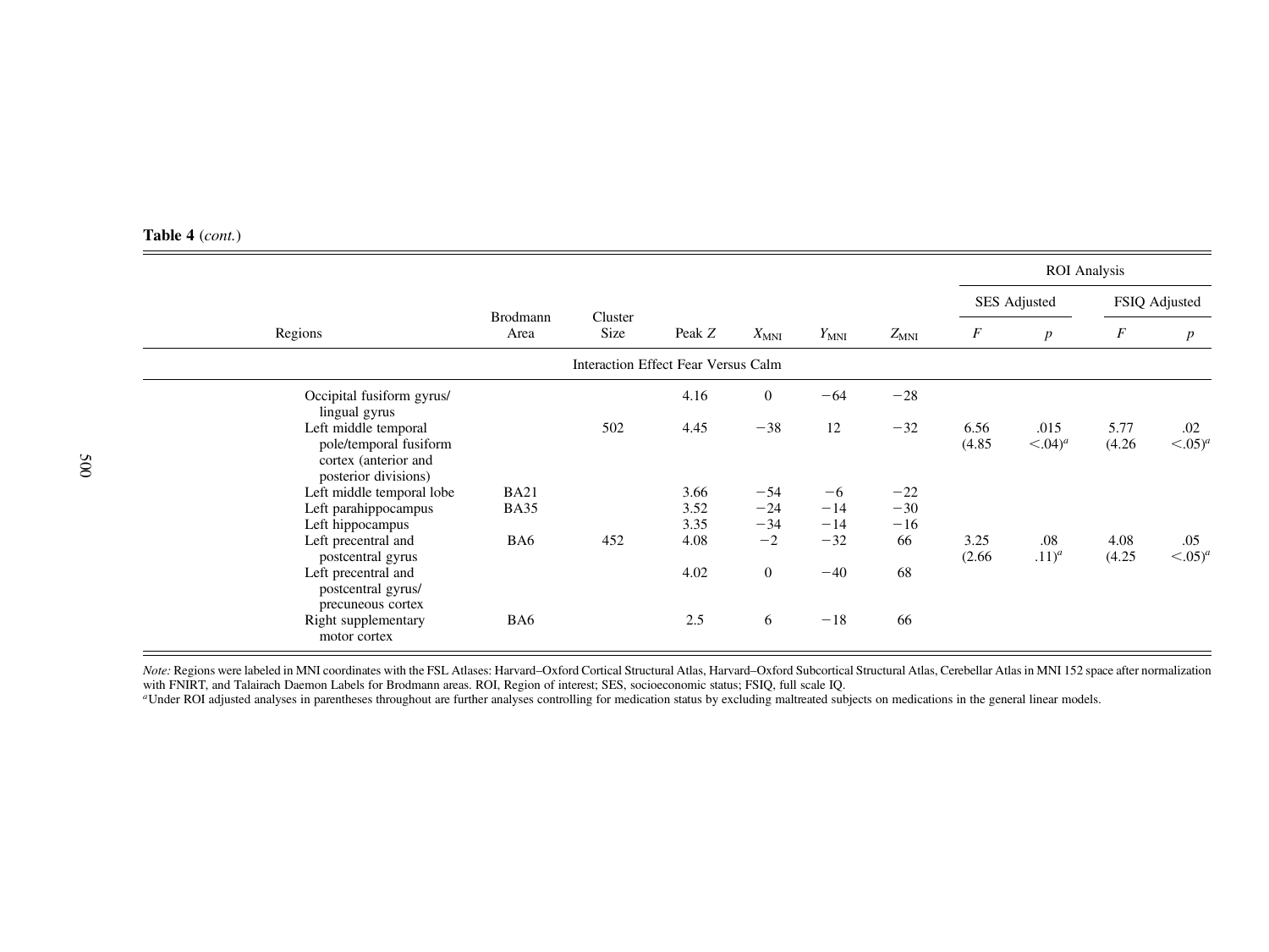**Table 4** (*cont.*)

| Regions | Brodmann Area | Cluster Size | Peak $Z$ | $X_{MNI}$ | $Y_{MNI}$ | $Z_{MNI}$ | ROI Analysis | | | |
|---|---|---|---|---|---|---|---|---|---|---|
| | | | | | | | SES Adjusted | | FSIQ Adjusted | |
| | | | | | | | $F$ | $p$ | $F$ | $p$ |
| *Interaction Effect Fear Versus Calm* | | | | | | | | | | |
| Occipital fusiform gyrus/ lingual gyrus | | | 4.16 | 0 | −64 | −28 | | | | |
| Left middle temporal pole/temporal fusiform cortex (anterior and posterior divisions) | | 502 | 4.45 | −38 | 12 | −32 | 6.56 (4.85 | .015 <.04)[a] | 5.77 (4.26 | .02 <.05)[a] |
| Left middle temporal lobe | BA21 | | 3.66 | −54 | −6 | −22 | | | | |
| Left parahippocampus | BA35 | | 3.52 | −24 | −14 | −30 | | | | |
| Left hippocampus | | | 3.35 | −34 | −14 | −16 | | | | |
| Left precentral and postcentral gyrus | BA6 | 452 | 4.08 | −2 | −32 | 66 | 3.25 (2.66 | .08 .11)[a] | 4.08 (4.25 | .05 <.05)[a] |
| Left precentral and postcentral gyrus/ precuneous cortex | | | 4.02 | 0 | −40 | 68 | | | | |
| Right supplementary motor cortex | BA6 | | 2.5 | 6 | −18 | 66 | | | | |

*Note:* Regions were labeled in MNI coordinates with the FSL Atlases: Harvard–Oxford Cortical Structural Atlas, Harvard–Oxford Subcortical Structural Atlas, Cerebellar Atlas in MNI 152 space after normalization with FNIRT, and Talairach Daemon Labels for Brodmann areas. ROI, Region of interest; SES, socioeconomic status; FSIQ, full scale IQ.

[a]Under ROI adjusted analyses in parentheses throughout are further analyses controlling for medication status by excluding maltreated subjects on medications in the general linear models.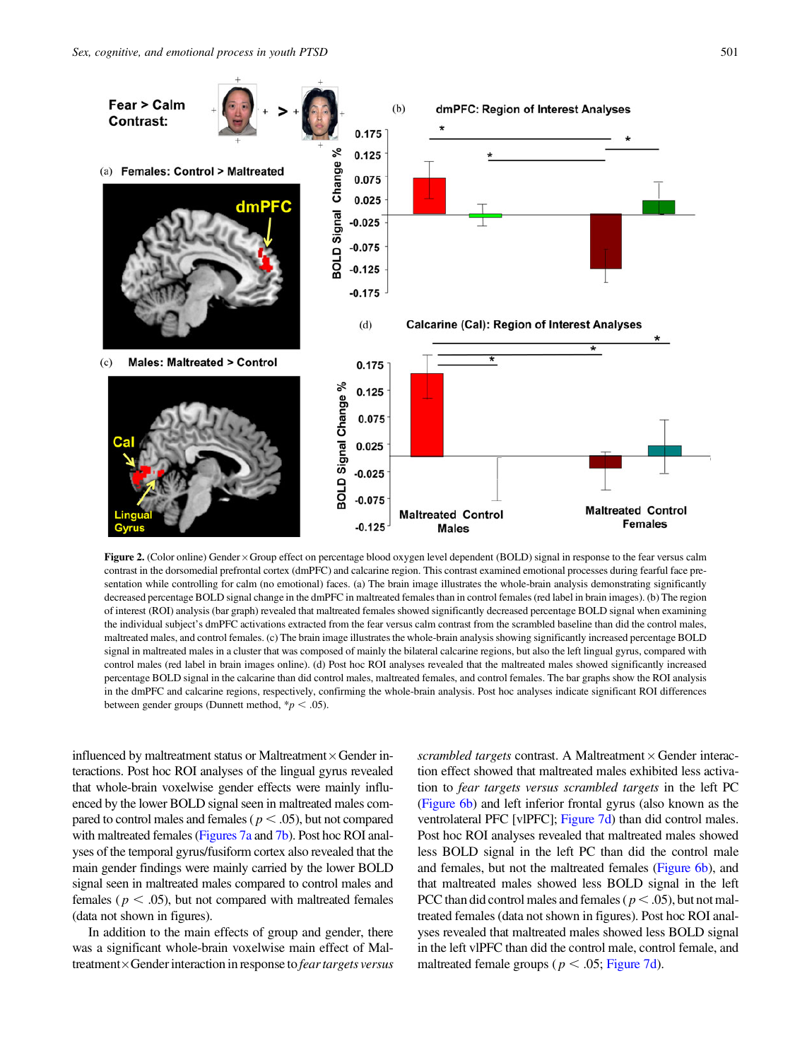Fear > Calm Contrast:

(a) Females: Control > Maltreated

dmPFC

(b) dmPFC: Region of Interest Analyses

BOLD Signal Change %

0.175
0.125
0.075
0.025
-0.025
-0.075
-0.125
-0.175

*
*
*

(c) Males: Maltreated > Control

Cal

Lingual Gyrus

(d) Calcarine (Cal): Region of Interest Analyses

BOLD Signal Change %

0.175
0.125
0.075
0.025
-0.025
-0.075
-0.125

*
*
*

Maltreated Control
Males

Maltreated Control
Females

**Figure 2.** (Color online) Gender × Group effect on percentage blood oxygen level dependent (BOLD) signal in response to the fear versus calm contrast in the dorsomedial prefrontal cortex (dmPFC) and calcarine region. This contrast examined emotional processes during fearful face presentation while controlling for calm (no emotional) faces. (a) The brain image illustrates the whole-brain analysis demonstrating significantly decreased percentage BOLD signal change in the dmPFC in maltreated females than in control females (red label in brain images). (b) The region of interest (ROI) analysis (bar graph) revealed that maltreated females showed significantly decreased percentage BOLD signal when examining the individual subject's dmPFC activations extracted from the fear versus calm contrast from the scrambled baseline than did the control males, maltreated males, and control females. (c) The brain image illustrates the whole-brain analysis showing significantly increased percentage BOLD signal in maltreated males in a cluster that was composed of mainly the bilateral calcarine regions, but also the left lingual gyrus, compared with control males (red label in brain images online). (d) Post hoc ROI analyses revealed that the maltreated males showed significantly increased percentage BOLD signal in the calcarine than did control males, maltreated females, and control females. The bar graphs show the ROI analysis in the dmPFC and calcarine regions, respectively, confirming the whole-brain analysis. Post hoc analyses indicate significant ROI differences between gender groups (Dunnett method, *$p < .05$).

influenced by maltreatment status or Maltreatment × Gender interactions. Post hoc ROI analyses of the lingual gyrus revealed that whole-brain voxelwise gender effects were mainly influenced by the lower BOLD signal seen in maltreated males compared to control males and females ($p < .05$), but not compared with maltreated females (Figures 7a and 7b). Post hoc ROI analyses of the temporal gyrus/fusiform cortex also revealed that the main gender findings were mainly carried by the lower BOLD signal seen in maltreated males compared to control males and females ($p < .05$), but not compared with maltreated females (data not shown in figures).

In addition to the main effects of group and gender, there was a significant whole-brain voxelwise main effect of Maltreatment × Gender interaction in response to *fear targets versus scrambled targets* contrast. A Maltreatment × Gender interaction effect showed that maltreated males exhibited less activation to *fear targets versus scrambled targets* in the left PC (Figure 6b) and left inferior frontal gyrus (also known as the ventrolateral PFC [vlPFC]; Figure 7d) than did control males. Post hoc ROI analyses revealed that maltreated males showed less BOLD signal in the left PC than did the control male and females, but not the maltreated females (Figure 6b), and that maltreated males showed less BOLD signal in the left PCC than did control males and females ($p < .05$), but not maltreated females (data not shown in figures). Post hoc ROI analyses revealed that maltreated males showed less BOLD signal in the left vlPFC than did the control male, control female, and maltreated female groups ($p < .05$; Figure 7d).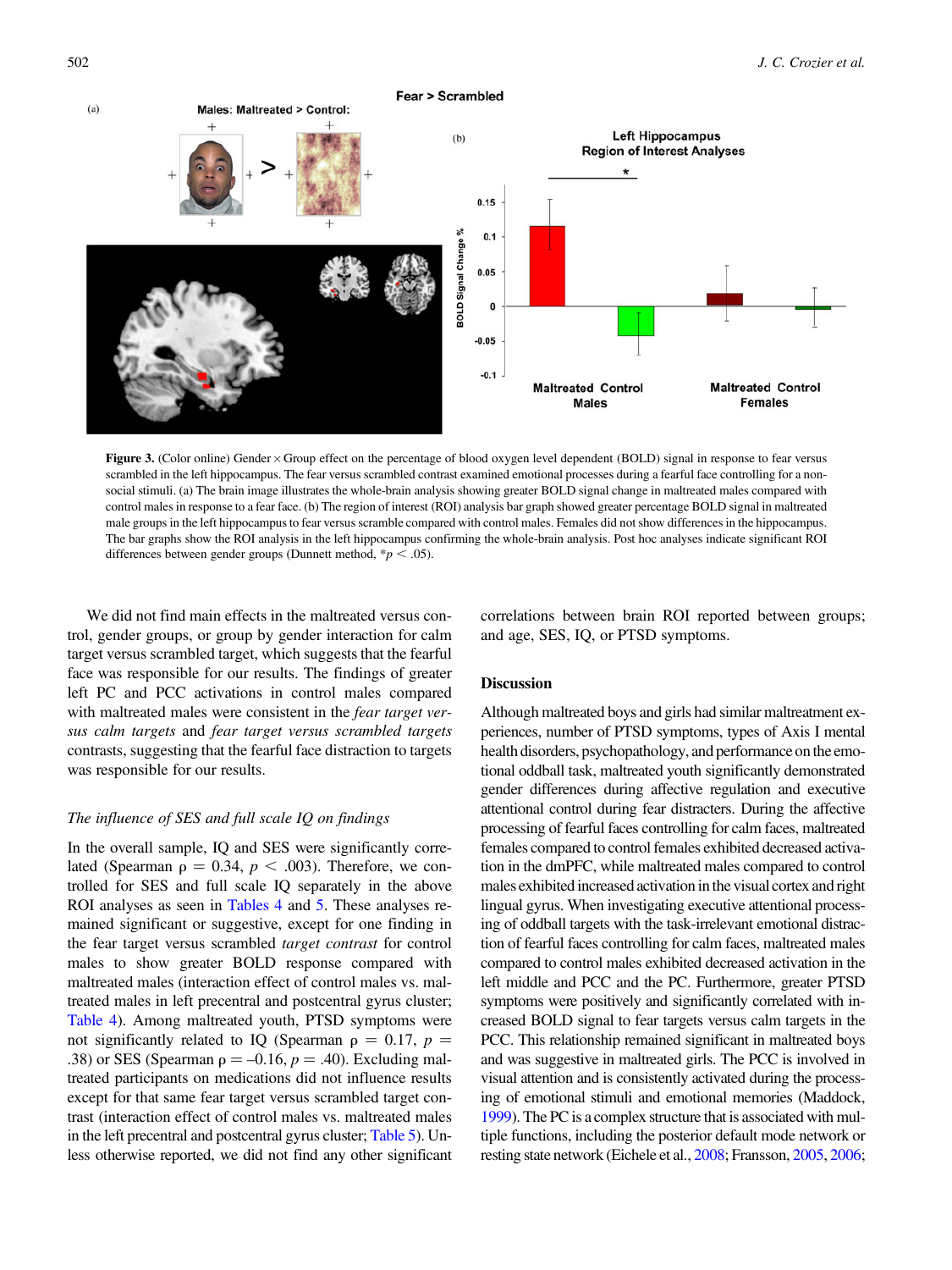Fear > Scrambled

(a)

Males: Maltreated > Control:

(b)

Left Hippocampus
Region of Interest Analyses

*

BOLD Signal Change %

0.15
0.1
0.05
0
-0.05
-0.1

Maltreated Control
Males

Maltreated Control
Females

**Figure 3.** (Color online) Gender × Group effect on the percentage of blood oxygen level dependent (BOLD) signal in response to fear versus scrambled in the left hippocampus. The fear versus scrambled contrast examined emotional processes during a fearful face controlling for a non-social stimuli. (a) The brain image illustrates the whole-brain analysis showing greater BOLD signal change in maltreated males compared with control males in response to a fear face. (b) The region of interest (ROI) analysis bar graph showed greater percentage BOLD signal in maltreated male groups in the left hippocampus to fear versus scramble compared with control males. Females did not show differences in the hippocampus. The bar graphs show the ROI analysis in the left hippocampus confirming the whole-brain analysis. Post hoc analyses indicate significant ROI differences between gender groups (Dunnett method, *$p < .05$).

We did not find main effects in the maltreated versus control, gender groups, or group by gender interaction for calm target versus scrambled target, which suggests that the fearful face was responsible for our results. The findings of greater left PC and PCC activations in control males compared with maltreated males were consistent in the *fear target versus calm targets* and *fear target versus scrambled targets* contrasts, suggesting that the fearful face distraction to targets was responsible for our results.

### *The influence of SES and full scale IQ on findings*

In the overall sample, IQ and SES were significantly correlated (Spearman $\rho = 0.34$, $p < .003$). Therefore, we controlled for SES and full scale IQ separately in the above ROI analyses as seen in Tables 4 and 5. These analyses remained significant or suggestive, except for one finding in the fear target versus scrambled *target contrast* for control males to show greater BOLD response compared with maltreated males (interaction effect of control males vs. maltreated males in left precentral and postcentral gyrus cluster; Table 4). Among maltreated youth, PTSD symptoms were not significantly related to IQ (Spearman $\rho = 0.17$, $p = .38$) or SES (Spearman $\rho = -0.16$, $p = .40$). Excluding maltreated participants on medications did not influence results except for that same fear target versus scrambled target contrast (interaction effect of control males vs. maltreated males in the left precentral and postcentral gyrus cluster; Table 5). Unless otherwise reported, we did not find any other significant correlations between brain ROI reported between groups; and age, SES, IQ, or PTSD symptoms.

### Discussion

Although maltreated boys and girls had similar maltreatment experiences, number of PTSD symptoms, types of Axis I mental health disorders, psychopathology, and performance on the emotional oddball task, maltreated youth significantly demonstrated gender differences during affective regulation and executive attentional control during fear distracters. During the affective processing of fearful faces controlling for calm faces, maltreated females compared to control females exhibited decreased activation in the dmPFC, while maltreated males compared to control males exhibited increased activation in the visual cortex and right lingual gyrus. When investigating executive attentional processing of oddball targets with the task-irrelevant emotional distraction of fearful faces controlling for calm faces, maltreated males compared to control males exhibited decreased activation in the left middle and PCC and the PC. Furthermore, greater PTSD symptoms were positively and significantly correlated with increased BOLD signal to fear targets versus calm targets in the PCC. This relationship remained significant in maltreated boys and was suggestive in maltreated girls. The PCC is involved in visual attention and is consistently activated during the processing of emotional stimuli and emotional memories (Maddock, 1999). The PC is a complex structure that is associated with multiple functions, including the posterior default mode network or resting state network (Eichele et al., 2008; Fransson, 2005, 2006;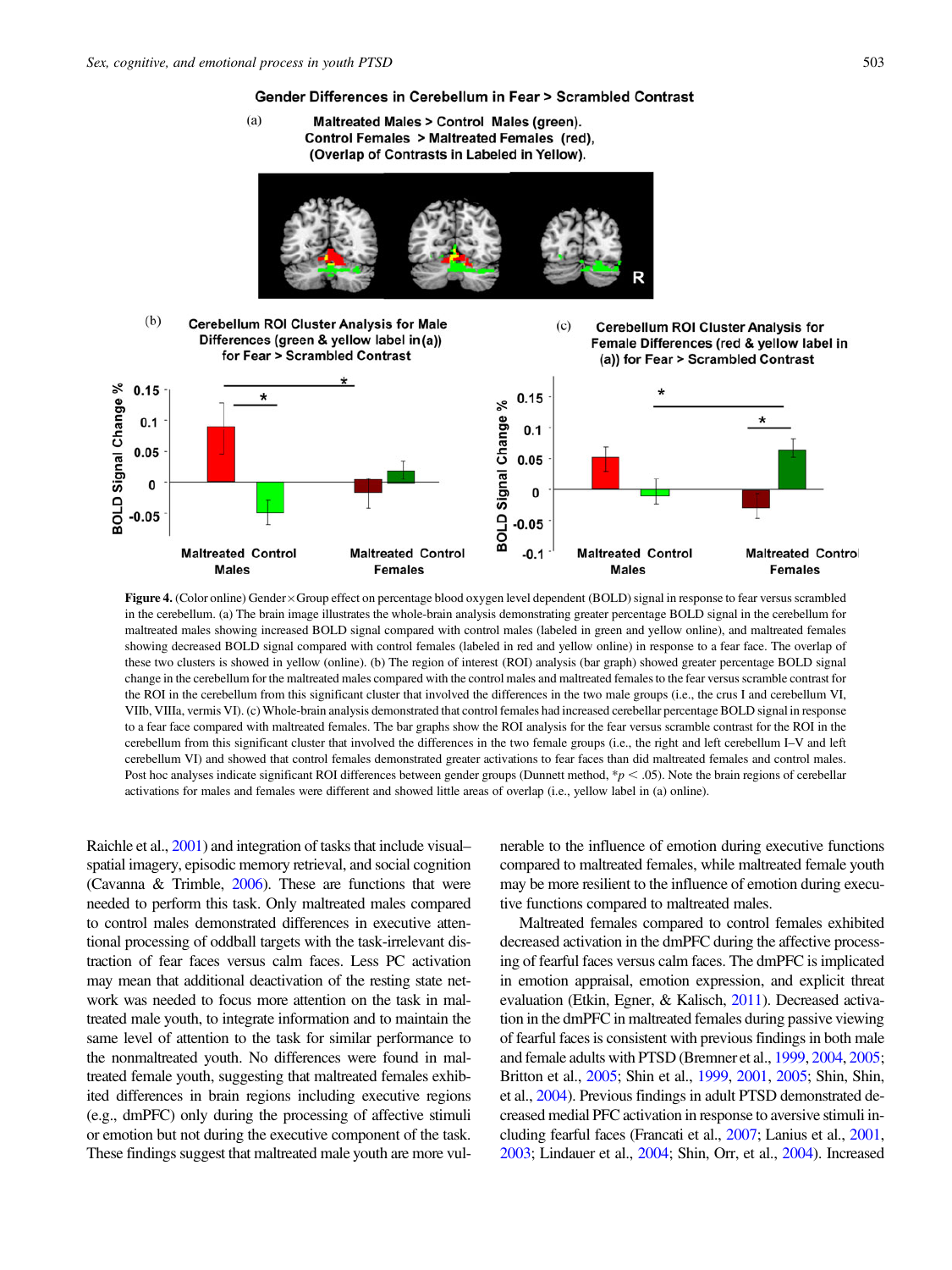Gender Differences in Cerebellum in Fear > Scrambled Contrast

(a)

Maltreated Males > Control Males (green).
Control Females > Maltreated Females (red),
(Overlap of Contrasts in Labeled in Yellow).

R

(b)

Cerebellum ROI Cluster Analysis for Male Differences (green & yellow label in (a)) for Fear > Scrambled Contrast

BOLD Signal Change %

0.15
0.1
0.05
0
-0.05

*
*

Maltreated Control
Males

Maltreated Control
Females

(c)

Cerebellum ROI Cluster Analysis for Female Differences (red & yellow label in (a)) for Fear > Scrambled Contrast

BOLD Signal Change %

0.15
0.1
0.05
0
-0.05
-0.1

*
*

Maltreated Control
Males

Maltreated Control
Females

**Figure 4.** (Color online) Gender × Group effect on percentage blood oxygen level dependent (BOLD) signal in response to fear versus scrambled in the cerebellum. (a) The brain image illustrates the whole-brain analysis demonstrating greater percentage BOLD signal in the cerebellum for maltreated males showing increased BOLD signal compared with control males (labeled in green and yellow online), and maltreated females showing decreased BOLD signal compared with control females (labeled in red and yellow online) in response to a fear face. The overlap of these two clusters is showed in yellow (online). (b) The region of interest (ROI) analysis (bar graph) showed greater percentage BOLD signal change in the cerebellum for the maltreated males compared with the control males and maltreated females to the fear versus scramble contrast for the ROI in the cerebellum from this significant cluster that involved the differences in the two male groups (i.e., the crus I and cerebellum VI, VIIb, VIIIa, vermis VI). (c) Whole-brain analysis demonstrated that control females had increased cerebellar percentage BOLD signal in response to a fear face compared with maltreated females. The bar graphs show the ROI analysis for the fear versus scramble contrast for the ROI in the cerebellum from this significant cluster that involved the differences in the two female groups (i.e., the right and left cerebellum I–V and left cerebellum VI) and showed that control females demonstrated greater activations to fear faces than did maltreated females and control males. Post hoc analyses indicate significant ROI differences between gender groups (Dunnett method, $*p < .05$). Note the brain regions of cerebellar activations for males and females were different and showed little areas of overlap (i.e., yellow label in (a) online).

Raichle et al., 2001) and integration of tasks that include visual–spatial imagery, episodic memory retrieval, and social cognition (Cavanna & Trimble, 2006). These are functions that were needed to perform this task. Only maltreated males compared to control males demonstrated differences in executive attentional processing of oddball targets with the task-irrelevant distraction of fear faces versus calm faces. Less PC activation may mean that additional deactivation of the resting state network was needed to focus more attention on the task in maltreated male youth, to integrate information and to maintain the same level of attention to the task for similar performance to the nonmaltreated youth. No differences were found in maltreated female youth, suggesting that maltreated females exhibited differences in brain regions including executive regions (e.g., dmPFC) only during the processing of affective stimuli or emotion but not during the executive component of the task. These findings suggest that maltreated male youth are more vulnerable to the influence of emotion during executive functions compared to maltreated females, while maltreated female youth may be more resilient to the influence of emotion during executive functions compared to maltreated males.

Maltreated females compared to control females exhibited decreased activation in the dmPFC during the affective processing of fearful faces versus calm faces. The dmPFC is implicated in emotion appraisal, emotion expression, and explicit threat evaluation (Etkin, Egner, & Kalisch, 2011). Decreased activation in the dmPFC in maltreated females during passive viewing of fearful faces is consistent with previous findings in both male and female adults with PTSD (Bremner et al., 1999, 2004, 2005; Britton et al., 2005; Shin et al., 1999, 2001, 2005; Shin, Shin, et al., 2004). Previous findings in adult PTSD demonstrated decreased medial PFC activation in response to aversive stimuli including fearful faces (Francati et al., 2007; Lanius et al., 2001, 2003; Lindauer et al., 2004; Shin, Orr, et al., 2004). Increased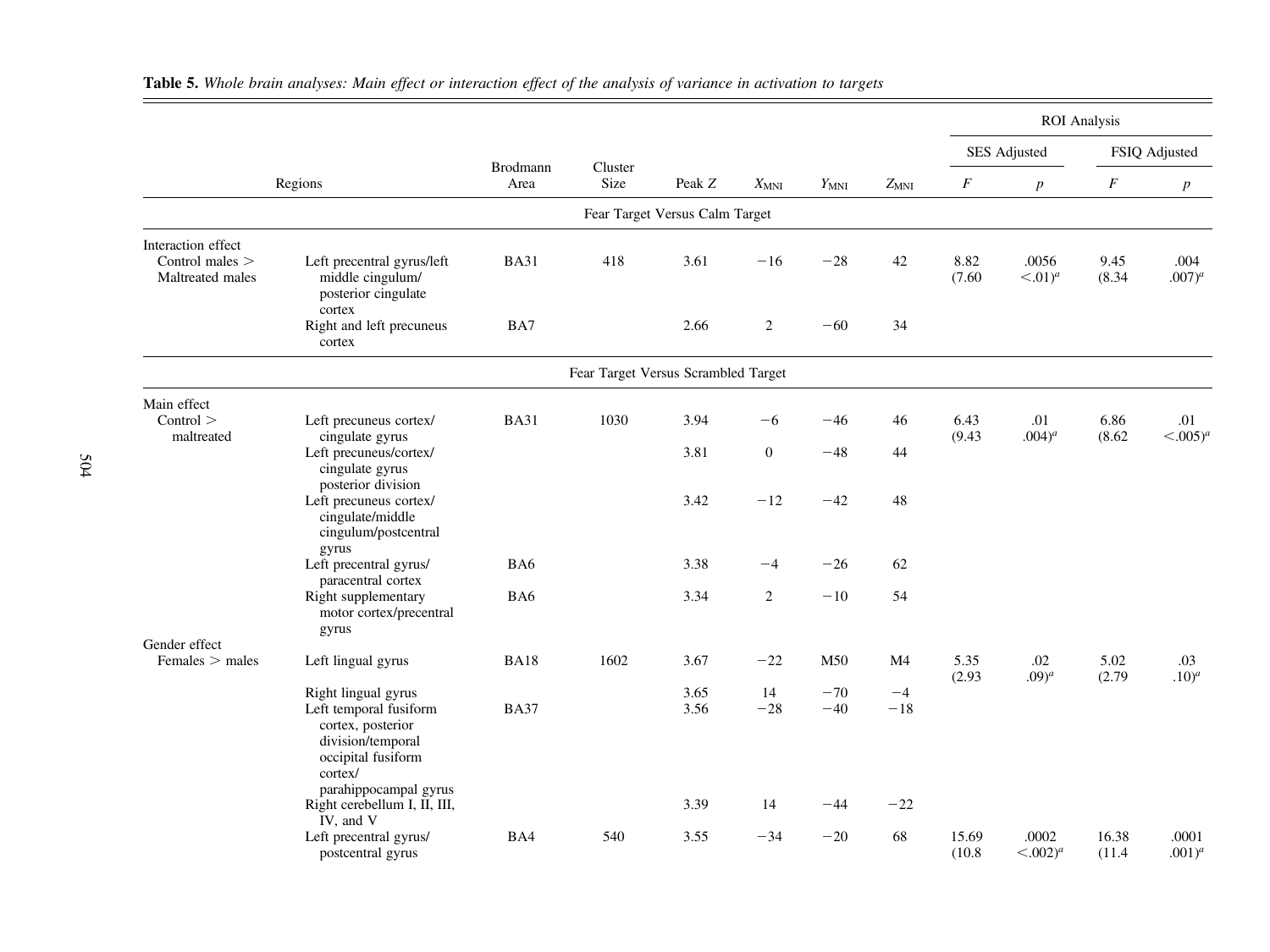**Table 5.** *Whole brain analyses: Main effect or interaction effect of the analysis of variance in activation to targets*

| | Regions | Brodmann Area | Cluster Size | Peak *Z* | $X_{MNI}$ | $Y_{MNI}$ | $Z_{MNI}$ | ROI Analysis SES Adjusted *F* | ROI Analysis SES Adjusted *p* | ROI Analysis FSIQ Adjusted *F* | ROI Analysis FSIQ Adjusted *p* |
|---|---|---|---|---|---|---|---|---|---|---|---|
| **Fear Target Versus Calm Target** | | | | | | | | | | | |
| Interaction effect | | | | | | | | | | | |
| Control males > Maltreated males | Left precentral gyrus/left middle cingulum/posterior cingulate cortex | BA31 | 418 | 3.61 | −16 | −28 | 42 | 8.82 (7.60 | .0056 <.01)[a] | 9.45 (8.34 | .004 .007)[a] |
| | Right and left precuneus cortex | BA7 | | 2.66 | 2 | −60 | 34 | | | | |
| **Fear Target Versus Scrambled Target** | | | | | | | | | | | |
| Main effect | | | | | | | | | | | |
| Control > maltreated | Left precuneus cortex/cingulate gyrus | BA31 | 1030 | 3.94 | −6 | −46 | 46 | 6.43 (9.43 | .01 .004)[a] | 6.86 (8.62 | .01 <.005)[a] |
| | Left precuneus/cortex/cingulate gyrus posterior division | | | 3.81 | 0 | −48 | 44 | | | | |
| | Left precuneus cortex/cingulate/middle cingulum/postcentral gyrus | | | 3.42 | −12 | −42 | 48 | | | | |
| | Left precentral gyrus/paracentral cortex | BA6 | | 3.38 | −4 | −26 | 62 | | | | |
| | Right supplementary motor cortex/precentral gyrus | BA6 | | 3.34 | 2 | −10 | 54 | | | | |
| Gender effect | | | | | | | | | | | |
| Females > males | Left lingual gyrus | BA18 | 1602 | 3.67 | −22 | M50 | M4 | 5.35 (2.93 | .02 .09)[a] | 5.02 (2.79 | .03 .10)[a] |
| | Right lingual gyrus | | | 3.65 | 14 | −70 | −4 | | | | |
| | Left temporal fusiform cortex, posterior division/temporal occipital fusiform cortex/parahippocampal gyrus | BA37 | | 3.56 | −28 | −40 | −18 | | | | |
| | Right cerebellum I, II, III, IV, and V | | | 3.39 | 14 | −44 | −22 | | | | |
| | Left precentral gyrus/postcentral gyrus | BA4 | 540 | 3.55 | −34 | −20 | 68 | 15.69 (10.8 | .0002 <.002)[a] | 16.38 (11.4 | .0001 .001)[a] |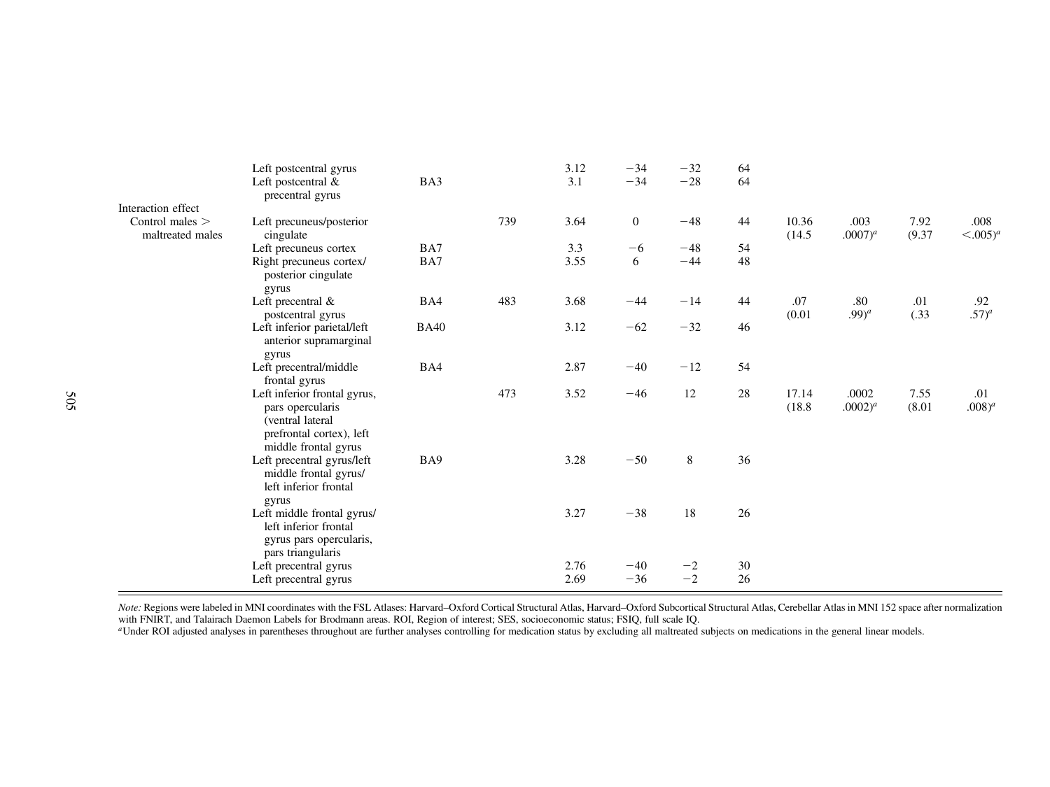| | | | | | | | | | | | |
|---|---|---|---|---|---|---|---|---|---|---|---|
| | Left postcentral gyrus | | | 3.12 | −34 | −32 | 64 | | | | |
| | Left postcentral & precentral gyrus | BA3 | | 3.1 | −34 | −28 | 64 | | | | |
| Interaction effect | | | | | | | | | | | |
| Control males > maltreated males | Left precuneus/posterior cingulate | | 739 | 3.64 | 0 | −48 | 44 | 10.36 (14.5 | .003 .0007)[a] | 7.92 (9.37 | .008 <.005)[a] |
| | Left precuneus cortex | BA7 | | 3.3 | −6 | −48 | 54 | | | | |
| | Right precuneus cortex/ posterior cingulate gyrus | BA7 | | 3.55 | 6 | −44 | 48 | | | | |
| | Left precentral & postcentral gyrus | BA4 | 483 | 3.68 | −44 | −14 | 44 | .07 (0.01 | .80 .99)[a] | .01 (.33 | .92 .57)[a] |
| | Left inferior parietal/left anterior supramarginal gyrus | BA40 | | 3.12 | −62 | −32 | 46 | | | | |
| | Left precentral/middle frontal gyrus | BA4 | | 2.87 | −40 | −12 | 54 | | | | |
| | Left inferior frontal gyrus, pars opercularis (ventral lateral prefrontal cortex), left middle frontal gyrus | | 473 | 3.52 | −46 | 12 | 28 | 17.14 (18.8 | .0002 .0002)[a] | 7.55 (8.01 | .01 .008)[a] |
| | Left precentral gyrus/left middle frontal gyrus/ left inferior frontal gyrus | BA9 | | 3.28 | −50 | 8 | 36 | | | | |
| | Left middle frontal gyrus/ left inferior frontal gyrus pars opercularis, pars triangularis | | | 3.27 | −38 | 18 | 26 | | | | |
| | Left precentral gyrus | | | 2.76 | −40 | −2 | 30 | | | | |
| | Left precentral gyrus | | | 2.69 | −36 | −2 | 26 | | | | |

*Note:* Regions were labeled in MNI coordinates with the FSL Atlases: Harvard–Oxford Cortical Structural Atlas, Harvard–Oxford Subcortical Structural Atlas, Cerebellar Atlas in MNI 152 space after normalization with FNIRT, and Talairach Daemon Labels for Brodmann areas. ROI, Region of interest; SES, socioeconomic status; FSIQ, full scale IQ.

[a]Under ROI adjusted analyses in parentheses throughout are further analyses controlling for medication status by excluding all maltreated subjects on medications in the general linear models.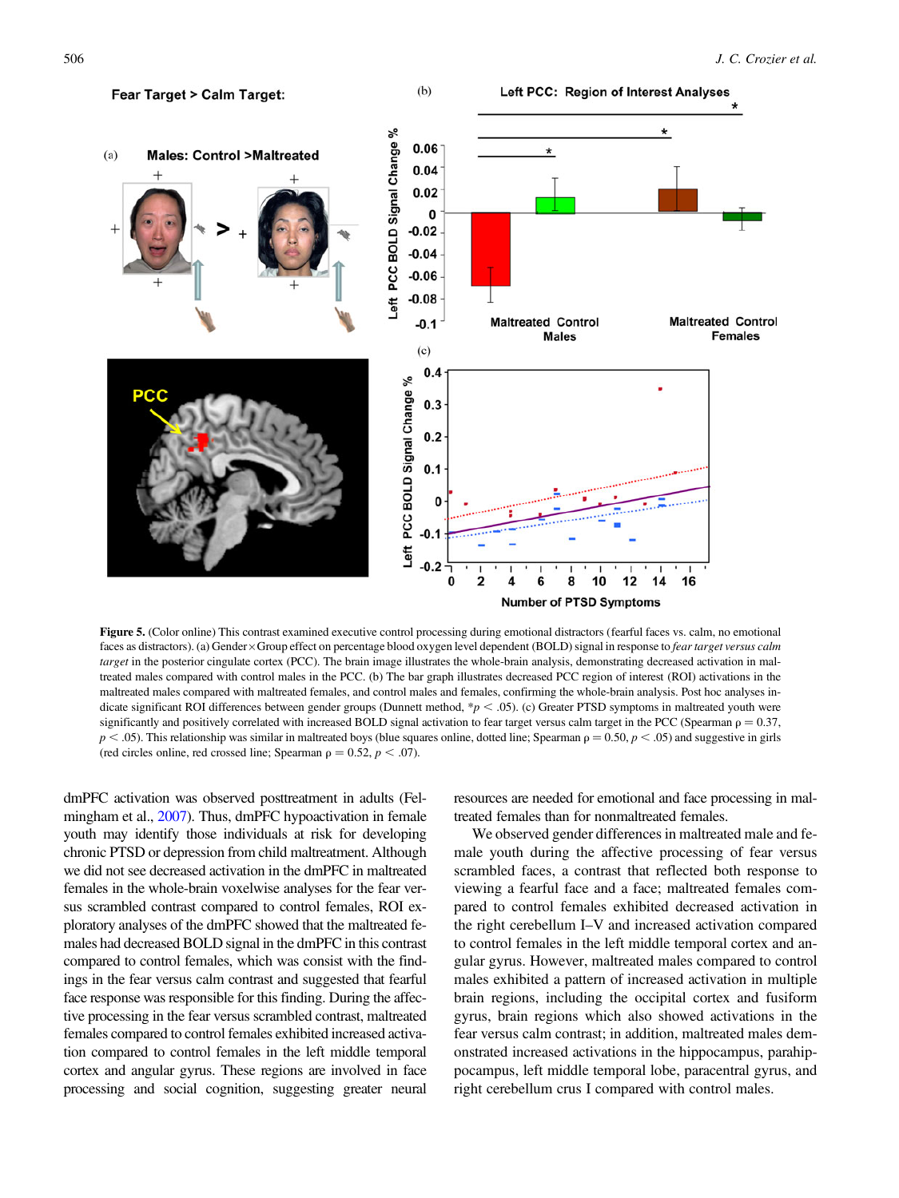Fear Target > Calm Target:

(a) Males: Control >Maltreated

PCC

(b) Left PCC: Region of Interest Analyses

Left PCC BOLD Signal Change %

0.06
0.04
0.02
0
-0.02
-0.04
-0.06
-0.08
-0.1

Maltreated Control
Males

Maltreated Control
Females

(c)

Left PCC BOLD Signal Change %

0.4
0.3
0.2
0.1
0
-0.1
-0.2

0 2 4 6 8 10 12 14 16

Number of PTSD Symptoms

**Figure 5.** (Color online) This contrast examined executive control processing during emotional distractors (fearful faces vs. calm, no emotional faces as distractors). (a) Gender × Group effect on percentage blood oxygen level dependent (BOLD) signal in response to *fear target versus calm target* in the posterior cingulate cortex (PCC). The brain image illustrates the whole-brain analysis, demonstrating decreased activation in maltreated males compared with control males in the PCC. (b) The bar graph illustrates decreased PCC region of interest (ROI) activations in the maltreated males compared with maltreated females, and control males and females, confirming the whole-brain analysis. Post hoc analyses indicate significant ROI differences between gender groups (Dunnett method, \*$p < .05$). (c) Greater PTSD symptoms in maltreated youth were significantly and positively correlated with increased BOLD signal activation to fear target versus calm target in the PCC (Spearman $\rho = 0.37$, $p < .05$). This relationship was similar in maltreated boys (blue squares online, dotted line; Spearman $\rho = 0.50$, $p < .05$) and suggestive in girls (red circles online, red crossed line; Spearman $\rho = 0.52$, $p < .07$).

dmPFC activation was observed posttreatment in adults (Felmingham et al., 2007). Thus, dmPFC hypoactivation in female youth may identify those individuals at risk for developing chronic PTSD or depression from child maltreatment. Although we did not see decreased activation in the dmPFC in maltreated females in the whole-brain voxelwise analyses for the fear versus scrambled contrast compared to control females, ROI exploratory analyses of the dmPFC showed that the maltreated females had decreased BOLD signal in the dmPFC in this contrast compared to control females, which was consist with the findings in the fear versus calm contrast and suggested that fearful face response was responsible for this finding. During the affective processing in the fear versus scrambled contrast, maltreated females compared to control females exhibited increased activation compared to control females in the left middle temporal cortex and angular gyrus. These regions are involved in face processing and social cognition, suggesting greater neural resources are needed for emotional and face processing in maltreated females than for nonmaltreated females.

We observed gender differences in maltreated male and female youth during the affective processing of fear versus scrambled faces, a contrast that reflected both response to viewing a fearful face and a face; maltreated females compared to control females exhibited decreased activation in the right cerebellum I–V and increased activation compared to control females in the left middle temporal cortex and angular gyrus. However, maltreated males compared to control males exhibited a pattern of increased activation in multiple brain regions, including the occipital cortex and fusiform gyrus, brain regions which also showed activations in the fear versus calm contrast; in addition, maltreated males demonstrated increased activations in the hippocampus, parahippocampus, left middle temporal lobe, paracentral gyrus, and right cerebellum crus I compared with control males.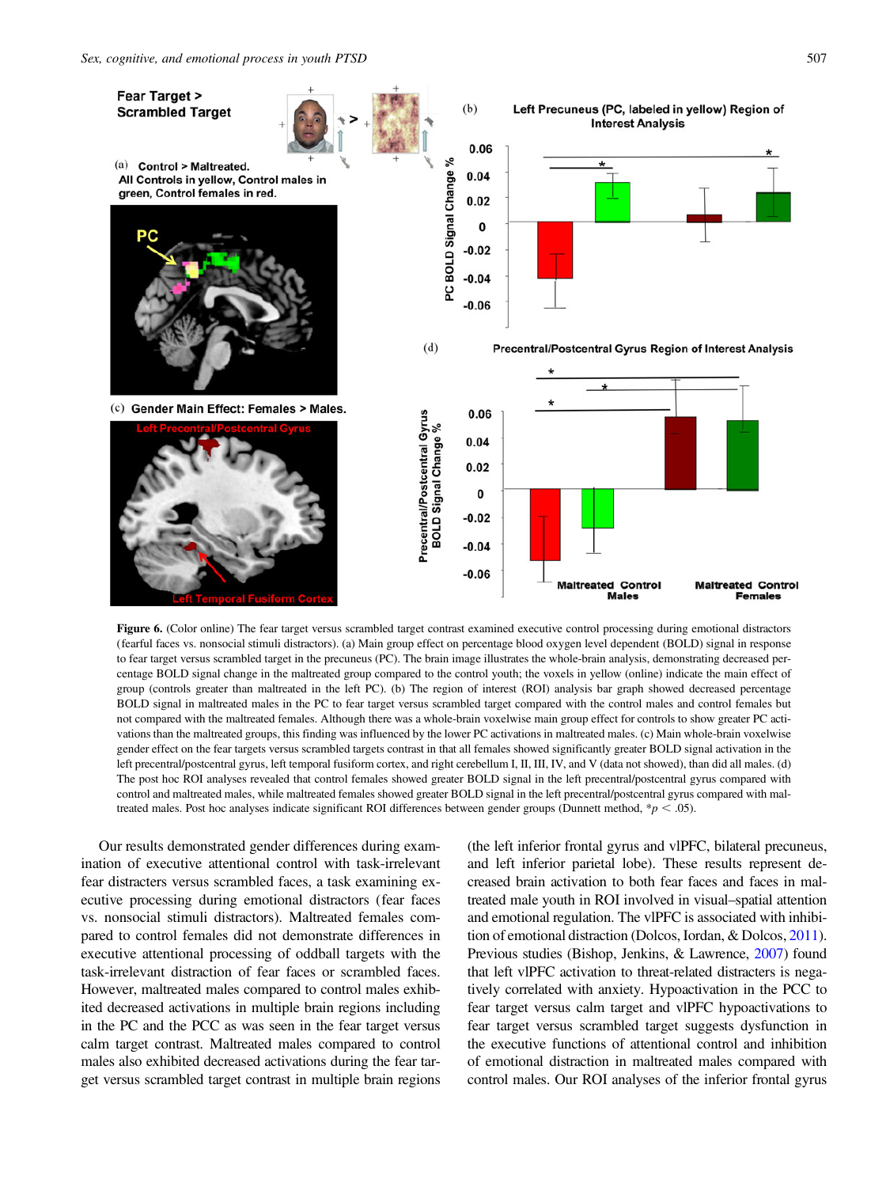Fear Target > Scrambled Target

(a) Control > Maltreated.
All Controls in yellow, Control males in green, Control females in red.

PC

(b) Left Precuneus (PC, labeled in yellow) Region of Interest Analysis

PC BOLD Signal Change %

0.06
0.04
0.02
0
-0.02
-0.04
-0.06

(c) Gender Main Effect: Females > Males.

Left Precentral/Postcentral Gyrus

Left Temporal Fusiform Cortex

(d) Precentral/Postcentral Gyrus Region of Interest Analysis

Precentral/Postcentral Gyrus BOLD Signal Change %

0.06
0.04
0.02
0
-0.02
-0.04
-0.06

Maltreated Control
Males

Maltreated Control
Females

**Figure 6.** (Color online) The fear target versus scrambled target contrast examined executive control processing during emotional distractors (fearful faces vs. nonsocial stimuli distractors). (a) Main group effect on percentage blood oxygen level dependent (BOLD) signal in response to fear target versus scrambled target in the precuneus (PC). The brain image illustrates the whole-brain analysis, demonstrating decreased percentage BOLD signal change in the maltreated group compared to the control youth; the voxels in yellow (online) indicate the main effect of group (controls greater than maltreated in the left PC). (b) The region of interest (ROI) analysis bar graph showed decreased percentage BOLD signal in maltreated males in the PC to fear target versus scrambled target compared with the control males and control females but not compared with the maltreated females. Although there was a whole-brain voxelwise main group effect for controls to show greater PC activations than the maltreated groups, this finding was influenced by the lower PC activations in maltreated males. (c) Main whole-brain voxelwise gender effect on the fear targets versus scrambled targets contrast in that all females showed significantly greater BOLD signal activation in the left precentral/postcentral gyrus, left temporal fusiform cortex, and right cerebellum I, II, III, IV, and V (data not showed), than did all males. (d) The post hoc ROI analyses revealed that control females showed greater BOLD signal in the left precentral/postcentral gyrus compared with control and maltreated males, while maltreated females showed greater BOLD signal in the left precentral/postcentral gyrus compared with maltreated males. Post hoc analyses indicate significant ROI differences between gender groups (Dunnett method, *$p < .05$).

Our results demonstrated gender differences during examination of executive attentional control with task-irrelevant fear distracters versus scrambled faces, a task examining executive processing during emotional distractors (fear faces vs. nonsocial stimuli distractors). Maltreated females compared to control females did not demonstrate differences in executive attentional processing of oddball targets with the task-irrelevant distraction of fear faces or scrambled faces. However, maltreated males compared to control males exhibited decreased activations in multiple brain regions including in the PC and the PCC as was seen in the fear target versus calm target contrast. Maltreated males compared to control males also exhibited decreased activations during the fear target versus scrambled target contrast in multiple brain regions (the left inferior frontal gyrus and vlPFC, bilateral precuneus, and left inferior parietal lobe). These results represent decreased brain activation to both fear faces and faces in maltreated male youth in ROI involved in visual–spatial attention and emotional regulation. The vlPFC is associated with inhibition of emotional distraction (Dolcos, Iordan, & Dolcos, 2011). Previous studies (Bishop, Jenkins, & Lawrence, 2007) found that left vlPFC activation to threat-related distracters is negatively correlated with anxiety. Hypoactivation in the PCC to fear target versus calm target and vlPFC hypoactivations to fear target versus scrambled target suggests dysfunction in the executive functions of attentional control and inhibition of emotional distraction in maltreated males compared with control males. Our ROI analyses of the inferior frontal gyrus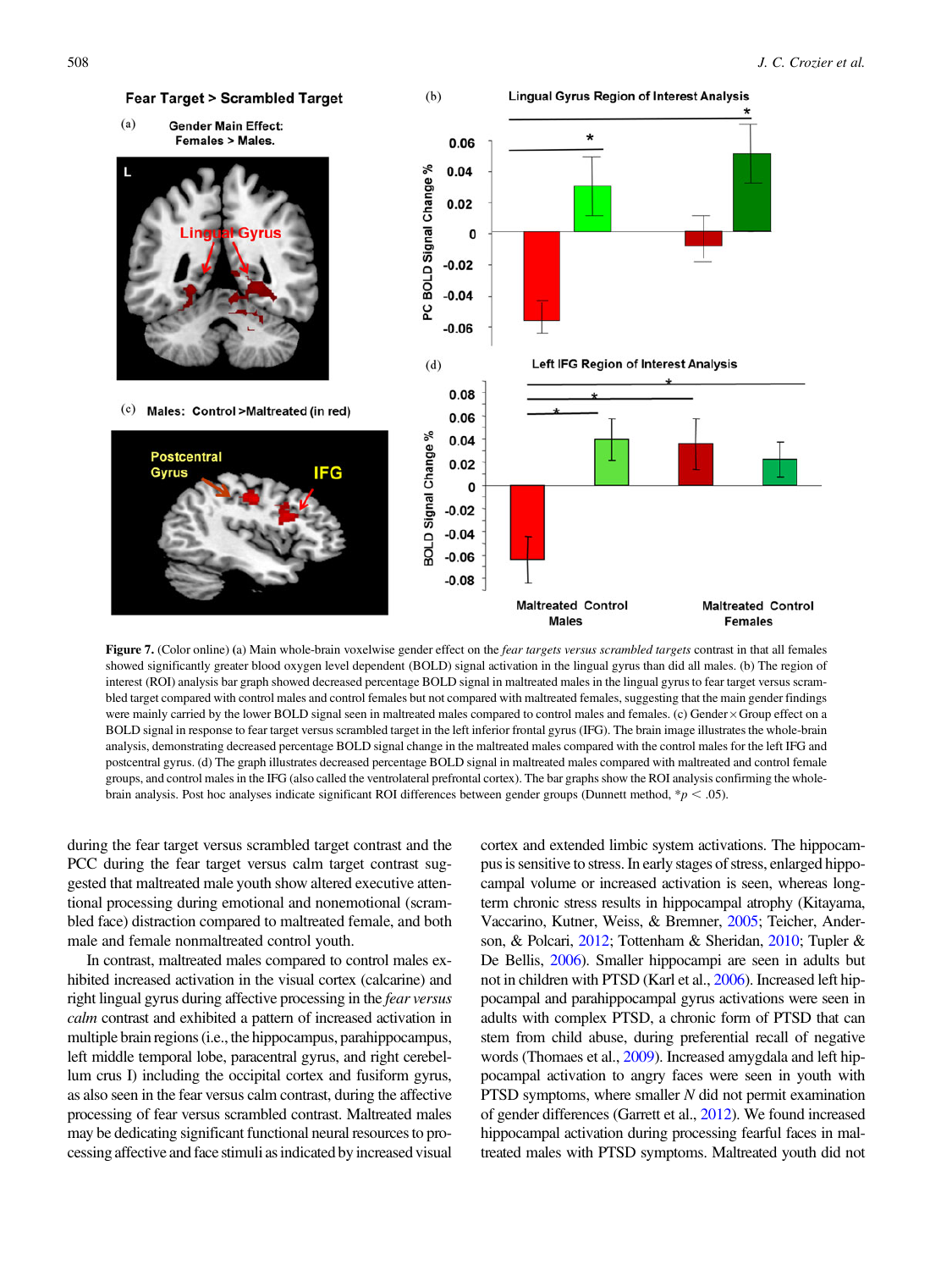Fear Target > Scrambled Target

(a) Gender Main Effect: Females > Males.

L

Lingual Gyrus

(b) Lingual Gyrus Region of Interest Analysis

PC BOLD Signal Change %

0.06
0.04
0.02
0
-0.02
-0.04
-0.06

*
*

(c) Males: Control >Maltreated (in red)

Postcentral Gyrus

IFG

(d) Left IFG Region of Interest Analysis

BOLD Signal Change %

0.08
0.06
0.04
0.02
0
-0.02
-0.04
-0.06
-0.08

*
*
*

Maltreated Control
Males

Maltreated Control
Females

**Figure 7.** (Color online) (a) Main whole-brain voxelwise gender effect on the *fear targets versus scrambled targets* contrast in that all females showed significantly greater blood oxygen level dependent (BOLD) signal activation in the lingual gyrus than did all males. (b) The region of interest (ROI) analysis bar graph showed decreased percentage BOLD signal in maltreated males in the lingual gyrus to fear target versus scrambled target compared with control males and control females but not compared with maltreated females, suggesting that the main gender findings were mainly carried by the lower BOLD signal seen in maltreated males compared to control males and females. (c) Gender × Group effect on a BOLD signal in response to fear target versus scrambled target in the left inferior frontal gyrus (IFG). The brain image illustrates the whole-brain analysis, demonstrating decreased percentage BOLD signal change in the maltreated males compared with the control males for the left IFG and postcentral gyrus. (d) The graph illustrates decreased percentage BOLD signal in maltreated males compared with maltreated and control female groups, and control males in the IFG (also called the ventrolateral prefrontal cortex). The bar graphs show the ROI analysis confirming the whole-brain analysis. Post hoc analyses indicate significant ROI differences between gender groups (Dunnett method, $*p < .05$).

during the fear target versus scrambled target contrast and the PCC during the fear target versus calm target contrast suggested that maltreated male youth show altered executive attentional processing during emotional and nonemotional (scrambled face) distraction compared to maltreated female, and both male and female nonmaltreated control youth.

In contrast, maltreated males compared to control males exhibited increased activation in the visual cortex (calcarine) and right lingual gyrus during affective processing in the *fear versus calm* contrast and exhibited a pattern of increased activation in multiple brain regions (i.e., the hippocampus, parahippocampus, left middle temporal lobe, paracentral gyrus, and right cerebellum crus I) including the occipital cortex and fusiform gyrus, as also seen in the fear versus calm contrast, during the affective processing of fear versus scrambled contrast. Maltreated males may be dedicating significant functional neural resources to processing affective and face stimuli as indicated by increased visual cortex and extended limbic system activations. The hippocampus is sensitive to stress. In early stages of stress, enlarged hippocampal volume or increased activation is seen, whereas long-term chronic stress results in hippocampal atrophy (Kitayama, Vaccarino, Kutner, Weiss, & Bremner, 2005; Teicher, Anderson, & Polcari, 2012; Tottenham & Sheridan, 2010; Tupler & De Bellis, 2006). Smaller hippocampi are seen in adults but not in children with PTSD (Karl et al., 2006). Increased left hippocampal and parahippocampal gyrus activations were seen in adults with complex PTSD, a chronic form of PTSD that can stem from child abuse, during preferential recall of negative words (Thomaes et al., 2009). Increased amygdala and left hippocampal activation to angry faces were seen in youth with PTSD symptoms, where smaller *N* did not permit examination of gender differences (Garrett et al., 2012). We found increased hippocampal activation during processing fearful faces in maltreated males with PTSD symptoms. Maltreated youth did not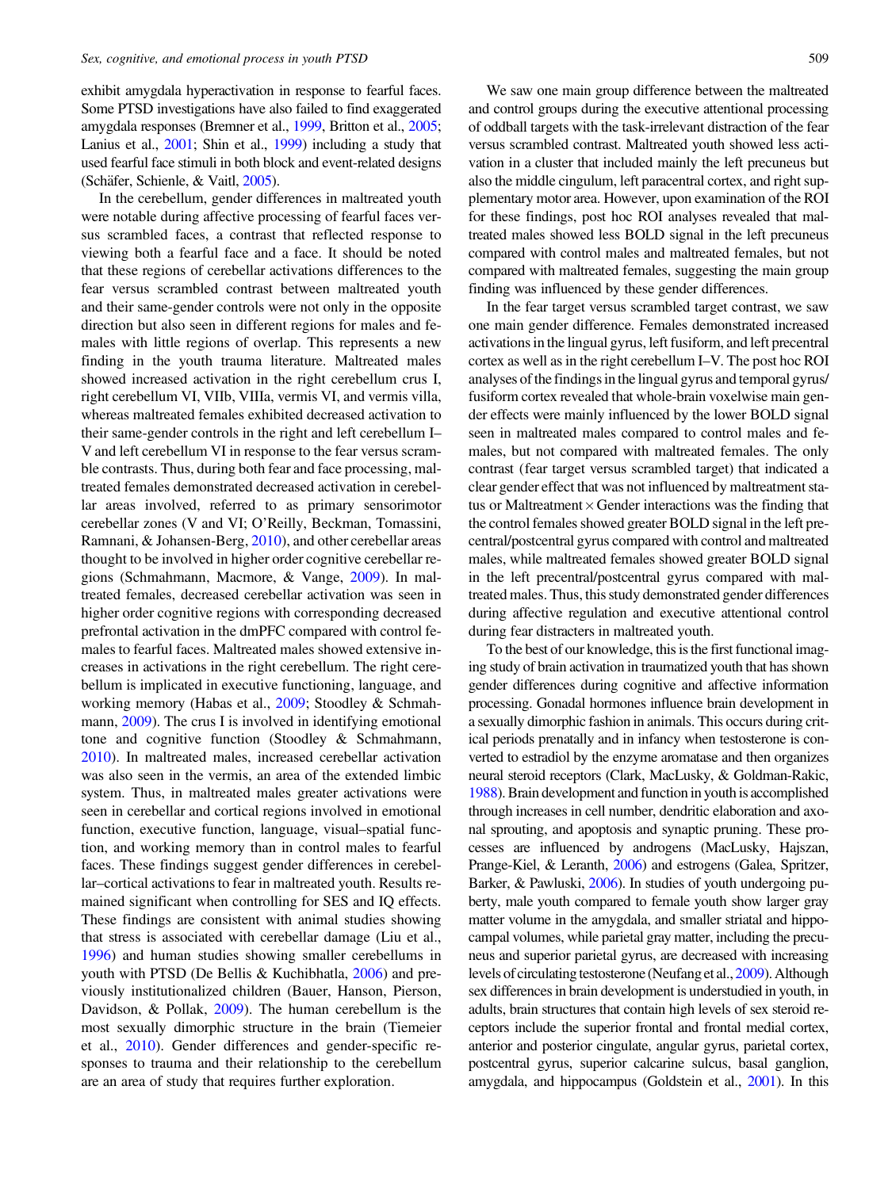exhibit amygdala hyperactivation in response to fearful faces. Some PTSD investigations have also failed to find exaggerated amygdala responses (Bremner et al., 1999, Britton et al., 2005; Lanius et al., 2001; Shin et al., 1999) including a study that used fearful face stimuli in both block and event-related designs (Schäfer, Schienle, & Vaitl, 2005).

In the cerebellum, gender differences in maltreated youth were notable during affective processing of fearful faces versus scrambled faces, a contrast that reflected response to viewing both a fearful face and a face. It should be noted that these regions of cerebellar activations differences to the fear versus scrambled contrast between maltreated youth and their same-gender controls were not only in the opposite direction but also seen in different regions for males and females with little regions of overlap. This represents a new finding in the youth trauma literature. Maltreated males showed increased activation in the right cerebellum crus I, right cerebellum VI, VIIb, VIIIa, vermis VI, and vermis villa, whereas maltreated females exhibited decreased activation to their same-gender controls in the right and left cerebellum I–V and left cerebellum VI in response to the fear versus scrambled contrasts. Thus, during both fear and face processing, maltreated females demonstrated decreased activation in cerebellar areas involved, referred to as primary sensorimotor cerebellar zones (V and VI; O'Reilly, Beckman, Tomassini, Ramnani, & Johansen-Berg, 2010), and other cerebellar areas thought to be involved in higher order cognitive cerebellar regions (Schmahmann, Macmore, & Vange, 2009). In maltreated females, decreased cerebellar activation was seen in higher order cognitive regions with corresponding decreased prefrontal activation in the dmPFC compared with control females to fearful faces. Maltreated males showed extensive increases in activations in the right cerebellum. The right cerebellum is implicated in executive functioning, language, and working memory (Habas et al., 2009; Stoodley & Schmahmann, 2009). The crus I is involved in identifying emotional tone and cognitive function (Stoodley & Schmahmann, 2010). In maltreated males, increased cerebellar activation was also seen in the vermis, an area of the extended limbic system. Thus, in maltreated males greater activations were seen in cerebellar and cortical regions involved in emotional function, executive function, language, visual–spatial function, and working memory than in control males to fearful faces. These findings suggest gender differences in cerebellar–cortical activations to fear in maltreated youth. Results remained significant when controlling for SES and IQ effects. These findings are consistent with animal studies showing that stress is associated with cerebellar damage (Liu et al., 1996) and human studies showing smaller cerebellums in youth with PTSD (De Bellis & Kuchibhatla, 2006) and previously institutionalized children (Bauer, Hanson, Pierson, Davidson, & Pollak, 2009). The human cerebellum is the most sexually dimorphic structure in the brain (Tiemeier et al., 2010). Gender differences and gender-specific responses to trauma and their relationship to the cerebellum are an area of study that requires further exploration.

We saw one main group difference between the maltreated and control groups during the executive attentional processing of oddball targets with the task-irrelevant distraction of the fear versus scrambled contrast. Maltreated youth showed less activation in a cluster that included mainly the left precuneus but also the middle cingulum, left paracentral cortex, and right supplementary motor area. However, upon examination of the ROI for these findings, post hoc ROI analyses revealed that maltreated males showed less BOLD signal in the left precuneus compared with control males and maltreated females, but not compared with maltreated females, suggesting the main group finding was influenced by these gender differences.

In the fear target versus scrambled target contrast, we saw one main gender difference. Females demonstrated increased activations in the lingual gyrus, left fusiform, and left precentral cortex as well as in the right cerebellum I–V. The post hoc ROI analyses of the findings in the lingual gyrus and temporal gyrus/fusiform cortex revealed that whole-brain voxelwise main gender effects were mainly influenced by the lower BOLD signal seen in maltreated males compared to control males and females, but not compared with maltreated females. The only contrast (fear target versus scrambled target) that indicated a clear gender effect that was not influenced by maltreatment status or Maltreatment × Gender interactions was the finding that the control females showed greater BOLD signal in the left precentral/postcentral gyrus compared with control and maltreated males, while maltreated females showed greater BOLD signal in the left precentral/postcentral gyrus compared with maltreated males. Thus, this study demonstrated gender differences during affective regulation and executive attentional control during fear distracters in maltreated youth.

To the best of our knowledge, this is the first functional imaging study of brain activation in traumatized youth that has shown gender differences during cognitive and affective information processing. Gonadal hormones influence brain development in a sexually dimorphic fashion in animals. This occurs during critical periods prenatally and in infancy when testosterone is converted to estradiol by the enzyme aromatase and then organizes neural steroid receptors (Clark, MacLusky, & Goldman-Rakic, 1988). Brain development and function in youth is accomplished through increases in cell number, dendritic elaboration and axonal sprouting, and apoptosis and synaptic pruning. These processes are influenced by androgens (MacLusky, Hajszan, Prange-Kiel, & Leranth, 2006) and estrogens (Galea, Spritzer, Barker, & Pawluski, 2006). In studies of youth undergoing puberty, male youth compared to female youth show larger gray matter volume in the amygdala, and smaller striatal and hippocampal volumes, while parietal gray matter, including the precuneus and superior parietal gyrus, are decreased with increasing levels of circulating testosterone (Neufang et al., 2009). Although sex differences in brain development is understudied in youth, in adults, brain structures that contain high levels of sex steroid receptors include the superior frontal and frontal medial cortex, anterior and posterior cingulate, angular gyrus, parietal cortex, postcentral gyrus, superior calcarine sulcus, basal ganglion, amygdala, and hippocampus (Goldstein et al., 2001). In this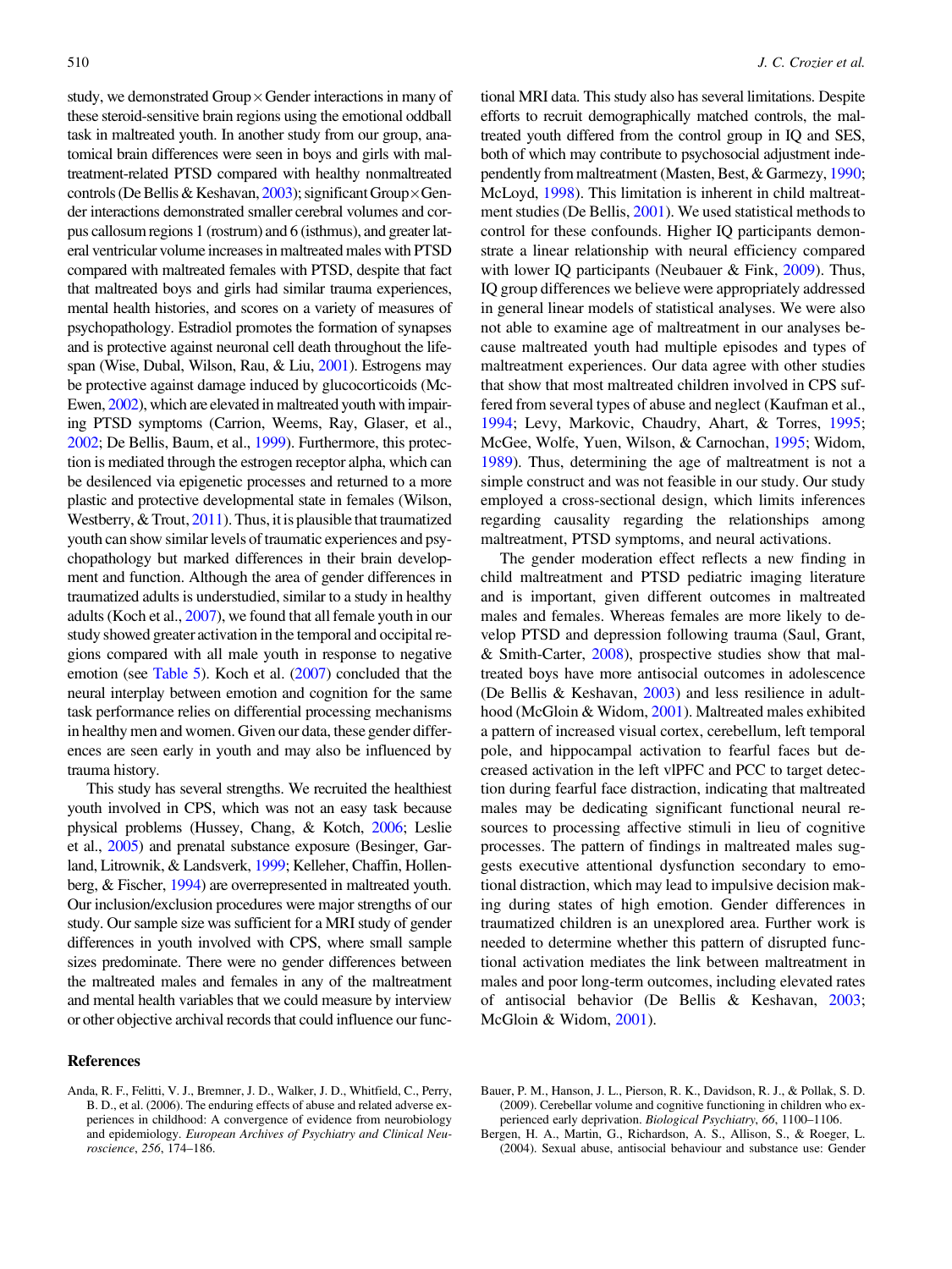study, we demonstrated Group × Gender interactions in many of these steroid-sensitive brain regions using the emotional oddball task in maltreated youth. In another study from our group, anatomical brain differences were seen in boys and girls with maltreatment-related PTSD compared with healthy nonmaltreated controls (De Bellis & Keshavan, 2003); significant Group × Gender interactions demonstrated smaller cerebral volumes and corpus callosum regions 1 (rostrum) and 6 (isthmus), and greater lateral ventricular volume increases in maltreated males with PTSD compared with maltreated females with PTSD, despite that fact that maltreated boys and girls had similar trauma experiences, mental health histories, and scores on a variety of measures of psychopathology. Estradiol promotes the formation of synapses and is protective against neuronal cell death throughout the lifespan (Wise, Dubal, Wilson, Rau, & Liu, 2001). Estrogens may be protective against damage induced by glucocorticoids (McEwen, 2002), which are elevated in maltreated youth with impairing PTSD symptoms (Carrion, Weems, Ray, Glaser, et al., 2002; De Bellis, Baum, et al., 1999). Furthermore, this protection is mediated through the estrogen receptor alpha, which can be desilenced via epigenetic processes and returned to a more plastic and protective developmental state in females (Wilson, Westberry, & Trout, 2011). Thus, it is plausible that traumatized youth can show similar levels of traumatic experiences and psychopathology but marked differences in their brain development and function. Although the area of gender differences in traumatized adults is understudied, similar to a study in healthy adults (Koch et al., 2007), we found that all female youth in our study showed greater activation in the temporal and occipital regions compared with all male youth in response to negative emotion (see Table 5). Koch et al. (2007) concluded that the neural interplay between emotion and cognition for the same task performance relies on differential processing mechanisms in healthy men and women. Given our data, these gender differences are seen early in youth and may also be influenced by trauma history.

This study has several strengths. We recruited the healthiest youth involved in CPS, which was not an easy task because physical problems (Hussey, Chang, & Kotch, 2006; Leslie et al., 2005) and prenatal substance exposure (Besinger, Garland, Litrownik, & Landsverk, 1999; Kelleher, Chaffin, Hollenberg, & Fischer, 1994) are overrepresented in maltreated youth. Our inclusion/exclusion procedures were major strengths of our study. Our sample size was sufficient for a MRI study of gender differences in youth involved with CPS, where small sample sizes predominate. There were no gender differences between the maltreated males and females in any of the maltreatment and mental health variables that we could measure by interview or other objective archival records that could influence our functional MRI data. This study also has several limitations. Despite efforts to recruit demographically matched controls, the maltreated youth differed from the control group in IQ and SES, both of which may contribute to psychosocial adjustment independently from maltreatment (Masten, Best, & Garmezy, 1990; McLoyd, 1998). This limitation is inherent in child maltreatment studies (De Bellis, 2001). We used statistical methods to control for these confounds. Higher IQ participants demonstrate a linear relationship with neural efficiency compared with lower IQ participants (Neubauer & Fink, 2009). Thus, IQ group differences we believe were appropriately addressed in general linear models of statistical analyses. We were also not able to examine age of maltreatment in our analyses because maltreated youth had multiple episodes and types of maltreatment experiences. Our data agree with other studies that show that most maltreated children involved in CPS suffered from several types of abuse and neglect (Kaufman et al., 1994; Levy, Markovic, Chaudry, Ahart, & Torres, 1995; McGee, Wolfe, Yuen, Wilson, & Carnochan, 1995; Widom, 1989). Thus, determining the age of maltreatment is not a simple construct and was not feasible in our study. Our study employed a cross-sectional design, which limits inferences regarding causality regarding the relationships among maltreatment, PTSD symptoms, and neural activations.

The gender moderation effect reflects a new finding in child maltreatment and PTSD pediatric imaging literature and is important, given different outcomes in maltreated males and females. Whereas females are more likely to develop PTSD and depression following trauma (Saul, Grant, & Smith-Carter, 2008), prospective studies show that maltreated boys have more antisocial outcomes in adolescence (De Bellis & Keshavan, 2003) and less resilience in adulthood (McGloin & Widom, 2001). Maltreated males exhibited a pattern of increased visual cortex, cerebellum, left temporal pole, and hippocampal activation to fearful faces but decreased activation in the left vlPFC and PCC to target detection during fearful face distraction, indicating that maltreated males may be dedicating significant functional neural resources to processing affective stimuli in lieu of cognitive processes. The pattern of findings in maltreated males suggests executive attentional dysfunction secondary to emotional distraction, which may lead to impulsive decision making during states of high emotion. Gender differences in traumatized children is an unexplored area. Further work is needed to determine whether this pattern of disrupted functional activation mediates the link between maltreatment in males and poor long-term outcomes, including elevated rates of antisocial behavior (De Bellis & Keshavan, 2003; McGloin & Widom, 2001).

## References

Anda, R. F., Felitti, V. J., Bremner, J. D., Walker, J. D., Whitfield, C., Perry, B. D., et al. (2006). The enduring effects of abuse and related adverse experiences in childhood: A convergence of evidence from neurobiology and epidemiology. *European Archives of Psychiatry and Clinical Neuroscience*, *256*, 174–186.

Bauer, P. M., Hanson, J. L., Pierson, R. K., Davidson, R. J., & Pollak, S. D. (2009). Cerebellar volume and cognitive functioning in children who experienced early deprivation. *Biological Psychiatry*, *66*, 1100–1106.

Bergen, H. A., Martin, G., Richardson, A. S., Allison, S., & Roeger, L. (2004). Sexual abuse, antisocial behaviour and substance use: Gender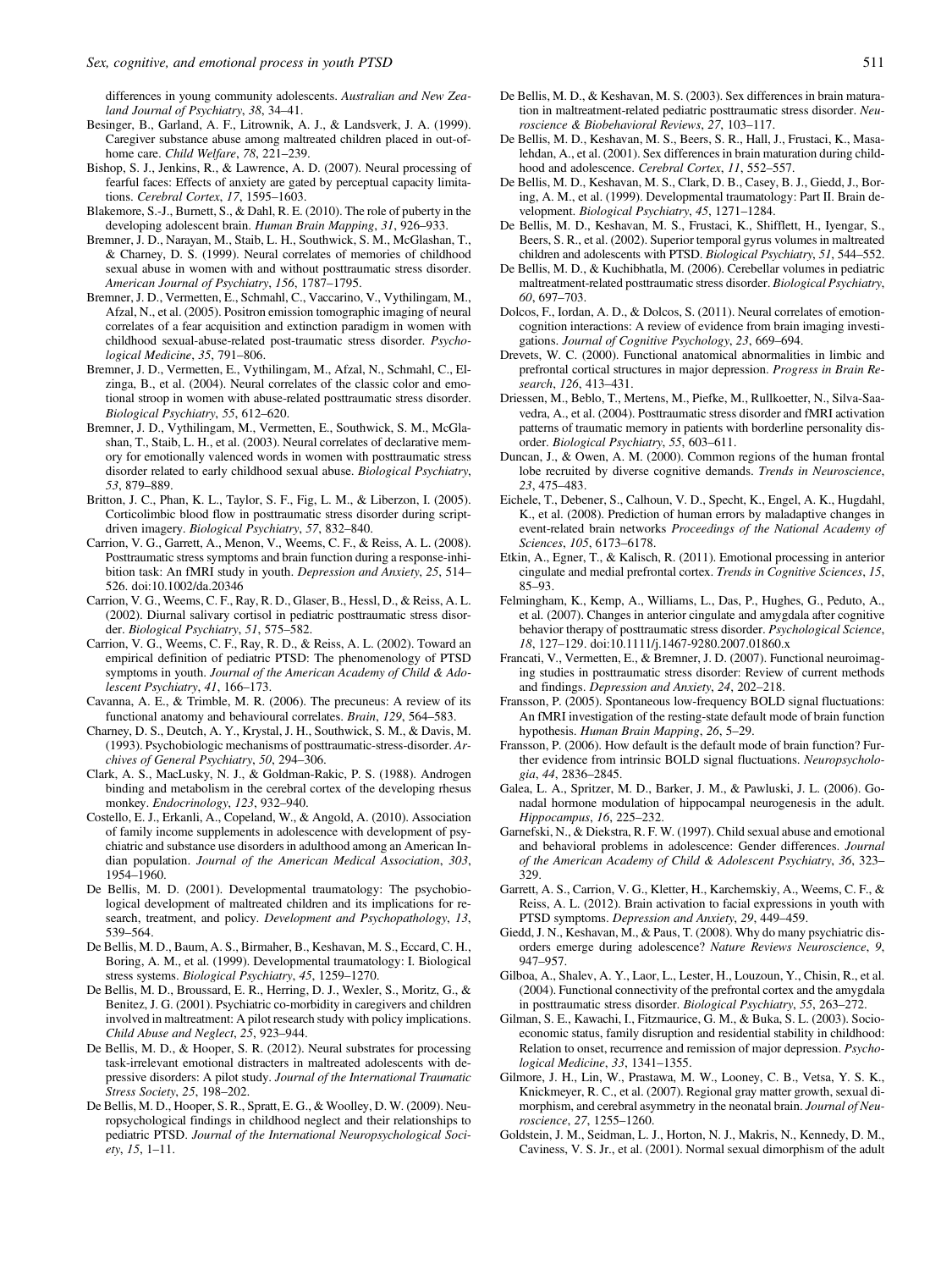differences in young community adolescents. *Australian and New Zealand Journal of Psychiatry*, *38*, 34–41.

Besinger, B., Garland, A. F., Litrownik, A. J., & Landsverk, J. A. (1999). Caregiver substance abuse among maltreated children placed in out-of-home care. *Child Welfare*, *78*, 221–239.

Bishop, S. J., Jenkins, R., & Lawrence, A. D. (2007). Neural processing of fearful faces: Effects of anxiety are gated by perceptual capacity limitations. *Cerebral Cortex*, *17*, 1595–1603.

Blakemore, S.-J., Burnett, S., & Dahl, R. E. (2010). The role of puberty in the developing adolescent brain. *Human Brain Mapping*, *31*, 926–933.

Bremner, J. D., Narayan, M., Staib, L. H., Southwick, S. M., McGlashan, T., & Charney, D. S. (1999). Neural correlates of memories of childhood sexual abuse in women with and without posttraumatic stress disorder. *American Journal of Psychiatry*, *156*, 1787–1795.

Bremner, J. D., Vermetten, E., Schmahl, C., Vaccarino, V., Vythilingam, M., Afzal, N., et al. (2005). Positron emission tomographic imaging of neural correlates of a fear acquisition and extinction paradigm in women with childhood sexual-abuse-related post-traumatic stress disorder. *Psychological Medicine*, *35*, 791–806.

Bremner, J. D., Vermetten, E., Vythilingam, M., Afzal, N., Schmahl, C., Elzinga, B., et al. (2004). Neural correlates of the classic color and emotional stroop in women with abuse-related posttraumatic stress disorder. *Biological Psychiatry*, *55*, 612–620.

Bremner, J. D., Vythilingam, M., Vermetten, E., Southwick, S. M., McGlashan, T., Staib, L. H., et al. (2003). Neural correlates of declarative memory for emotionally valenced words in women with posttraumatic stress disorder related to early childhood sexual abuse. *Biological Psychiatry*, *53*, 879–889.

Britton, J. C., Phan, K. L., Taylor, S. F., Fig, L. M., & Liberzon, I. (2005). Corticolimbic blood flow in posttraumatic stress disorder during script-driven imagery. *Biological Psychiatry*, *57*, 832–840.

Carrion, V. G., Garrett, A., Menon, V., Weems, C. F., & Reiss, A. L. (2008). Posttraumatic stress symptoms and brain function during a response-inhibition task: An fMRI study in youth. *Depression and Anxiety*, *25*, 514–526. doi:10.1002/da.20346

Carrion, V. G., Weems, C. F., Ray, R. D., Glaser, B., Hessl, D., & Reiss, A. L. (2002). Diurnal salivary cortisol in pediatric posttraumatic stress disorder. *Biological Psychiatry*, *51*, 575–582.

Carrion, V. G., Weems, C. F., Ray, R. D., & Reiss, A. L. (2002). Toward an empirical definition of pediatric PTSD: The phenomenology of PTSD symptoms in youth. *Journal of the American Academy of Child & Adolescent Psychiatry*, *41*, 166–173.

Cavanna, A. E., & Trimble, M. R. (2006). The precuneus: A review of its functional anatomy and behavioural correlates. *Brain*, *129*, 564–583.

Charney, D. S., Deutch, A. Y., Krystal, J. H., Southwick, S. M., & Davis, M. (1993). Psychobiologic mechanisms of posttraumatic-stress-disorder. *Archives of General Psychiatry*, *50*, 294–306.

Clark, A. S., MacLusky, N. J., & Goldman-Rakic, P. S. (1988). Androgen binding and metabolism in the cerebral cortex of the developing rhesus monkey. *Endocrinology*, *123*, 932–940.

Costello, E. J., Erkanli, A., Copeland, W., & Angold, A. (2010). Association of family income supplements in adolescence with development of psychiatric and substance use disorders in adulthood among an American Indian population. *Journal of the American Medical Association*, *303*, 1954–1960.

De Bellis, M. D. (2001). Developmental traumatology: The psychobiological development of maltreated children and its implications for research, treatment, and policy. *Development and Psychopathology*, *13*, 539–564.

De Bellis, M. D., Baum, A. S., Birmaher, B., Keshavan, M. S., Eccard, C. H., Boring, A. M., et al. (1999). Developmental traumatology: I. Biological stress systems. *Biological Psychiatry*, *45*, 1259–1270.

De Bellis, M. D., Broussard, E. R., Herring, D. J., Wexler, S., Moritz, G., & Benitez, J. G. (2001). Psychiatric co-morbidity in caregivers and children involved in maltreatment: A pilot research study with policy implications. *Child Abuse and Neglect*, *25*, 923–944.

De Bellis, M. D., & Hooper, S. R. (2012). Neural substrates for processing task-irrelevant emotional distracters in maltreated adolescents with depressive disorders: A pilot study. *Journal of the International Traumatic Stress Society*, *25*, 198–202.

De Bellis, M. D., Hooper, S. R., Spratt, E. G., & Woolley, D. W. (2009). Neuropsychological findings in childhood neglect and their relationships to pediatric PTSD. *Journal of the International Neuropsychological Society*, *15*, 1–11.

De Bellis, M. D., & Keshavan, M. S. (2003). Sex differences in brain maturation in maltreatment-related pediatric posttraumatic stress disorder. *Neuroscience & Biobehavioral Reviews*, *27*, 103–117.

De Bellis, M. D., Keshavan, M. S., Beers, S. R., Hall, J., Frustaci, K., Masalehdan, A., et al. (2001). Sex differences in brain maturation during childhood and adolescence. *Cerebral Cortex*, *11*, 552–557.

De Bellis, M. D., Keshavan, M. S., Clark, D. B., Casey, B. J., Giedd, J., Boring, A. M., et al. (1999). Developmental traumatology: Part II. Brain development. *Biological Psychiatry*, *45*, 1271–1284.

De Bellis, M. D., Keshavan, M. S., Frustaci, K., Shifflett, H., Iyengar, S., Beers, S. R., et al. (2002). Superior temporal gyrus volumes in maltreated children and adolescents with PTSD. *Biological Psychiatry*, *51*, 544–552.

De Bellis, M. D., & Kuchibhatla, M. (2006). Cerebellar volumes in pediatric maltreatment-related posttraumatic stress disorder. *Biological Psychiatry*, *60*, 697–703.

Dolcos, F., Iordan, A. D., & Dolcos, S. (2011). Neural correlates of emotion-cognition interactions: A review of evidence from brain imaging investigations. *Journal of Cognitive Psychology*, *23*, 669–694.

Drevets, W. C. (2000). Functional anatomical abnormalities in limbic and prefrontal cortical structures in major depression. *Progress in Brain Research*, *126*, 413–431.

Driessen, M., Beblo, T., Mertens, M., Piefke, M., Rullkoetter, N., Silva-Saavedra, A., et al. (2004). Posttraumatic stress disorder and fMRI activation patterns of traumatic memory in patients with borderline personality disorder. *Biological Psychiatry*, *55*, 603–611.

Duncan, J., & Owen, A. M. (2000). Common regions of the human frontal lobe recruited by diverse cognitive demands. *Trends in Neuroscience*, *23*, 475–483.

Eichele, T., Debener, S., Calhoun, V. D., Specht, K., Engel, A. K., Hugdahl, K., et al. (2008). Prediction of human errors by maladaptive changes in event-related brain networks *Proceedings of the National Academy of Sciences*, *105*, 6173–6178.

Etkin, A., Egner, T., & Kalisch, R. (2011). Emotional processing in anterior cingulate and medial prefrontal cortex. *Trends in Cognitive Sciences*, *15*, 85–93.

Felmingham, K., Kemp, A., Williams, L., Das, P., Hughes, G., Peduto, A., et al. (2007). Changes in anterior cingulate and amygdala after cognitive behavior therapy of posttraumatic stress disorder. *Psychological Science*, *18*, 127–129. doi:10.1111/j.1467-9280.2007.01860.x

Francati, V., Vermetten, E., & Bremner, J. D. (2007). Functional neuroimaging studies in posttraumatic stress disorder: Review of current methods and findings. *Depression and Anxiety*, *24*, 202–218.

Fransson, P. (2005). Spontaneous low-frequency BOLD signal fluctuations: An fMRI investigation of the resting-state default mode of brain function hypothesis. *Human Brain Mapping*, *26*, 5–29.

Fransson, P. (2006). How default is the default mode of brain function? Further evidence from intrinsic BOLD signal fluctuations. *Neuropsychologia*, *44*, 2836–2845.

Galea, L. A., Spritzer, M. D., Barker, J. M., & Pawluski, J. L. (2006). Gonadal hormone modulation of hippocampal neurogenesis in the adult. *Hippocampus*, *16*, 225–232.

Garnefski, N., & Diekstra, R. F. W. (1997). Child sexual abuse and emotional and behavioral problems in adolescence: Gender differences. *Journal of the American Academy of Child & Adolescent Psychiatry*, *36*, 323–329.

Garrett, A. S., Carrion, V. G., Kletter, H., Karchemskiy, A., Weems, C. F., & Reiss, A. L. (2012). Brain activation to facial expressions in youth with PTSD symptoms. *Depression and Anxiety*, *29*, 449–459.

Giedd, J. N., Keshavan, M., & Paus, T. (2008). Why do many psychiatric disorders emerge during adolescence? *Nature Reviews Neuroscience*, *9*, 947–957.

Gilboa, A., Shalev, A. Y., Laor, L., Lester, H., Louzoun, Y., Chisin, R., et al. (2004). Functional connectivity of the prefrontal cortex and the amygdala in posttraumatic stress disorder. *Biological Psychiatry*, *55*, 263–272.

Gilman, S. E., Kawachi, I., Fitzmaurice, G. M., & Buka, S. L. (2003). Socioeconomic status, family disruption and residential stability in childhood: Relation to onset, recurrence and remission of major depression. *Psychological Medicine*, *33*, 1341–1355.

Gilmore, J. H., Lin, W., Prastawa, M. W., Looney, C. B., Vetsa, Y. S. K., Knickmeyer, R. C., et al. (2007). Regional gray matter growth, sexual dimorphism, and cerebral asymmetry in the neonatal brain. *Journal of Neuroscience*, *27*, 1255–1260.

Goldstein, J. M., Seidman, L. J., Horton, N. J., Makris, N., Kennedy, D. M., Caviness, V. S. Jr., et al. (2001). Normal sexual dimorphism of the adult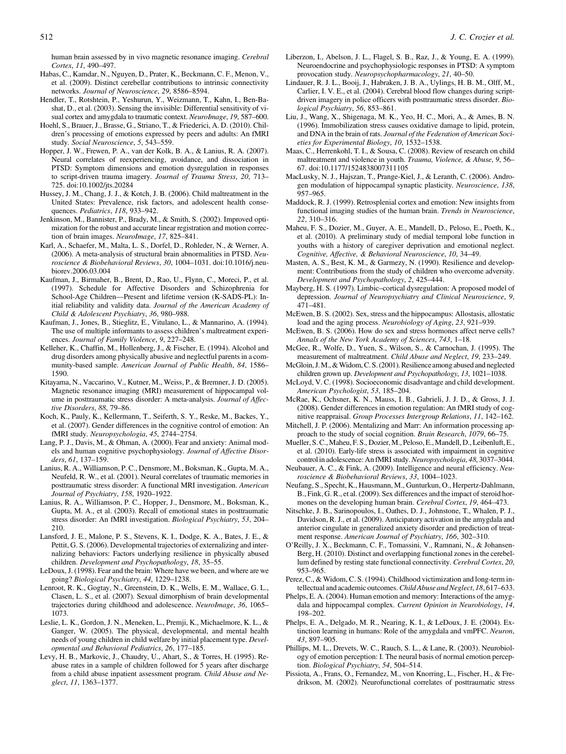human brain assessed by in vivo magnetic resonance imaging. *Cerebral Cortex*, *11*, 490–497.

Habas, C., Kamdar, N., Nguyen, D., Prater, K., Beckmann, C. F., Menon, V., et al. (2009). Distinct cerebellar contributions to intrinsic connectivity networks. *Journal of Neuroscience*, *29*, 8586–8594.

Hendler, T., Rotshtein, P., Yeshurun, Y., Weizmann, T., Kahn, I., Ben-Bashat, D., et al. (2003). Sensing the invisible: Differential sensitivity of visual cortex and amygdala to traumatic context. *NeuroImage*, *19*, 587–600.

Hoehl, S., Brauer, J., Brasse, G., Striano, T., & Friederici, A. D. (2010). Children's processing of emotions expressed by peers and adults: An fMRI study. *Social Neuroscience*, *5*, 543–559.

Hopper, J. W., Frewen, P. A., van der Kolk, B. A., & Lanius, R. A. (2007). Neural correlates of reexperiencing, avoidance, and dissociation in PTSD: Symptom dimensions and emotion dysregulation in responses to script-driven trauma imagery. *Journal of Trauma Stress*, *20*, 713–725. doi:10.1002/jts.20284

Hussey, J. M., Chang, J. J., & Kotch, J. B. (2006). Child maltreatment in the United States: Prevalence, risk factors, and adolescent health consequences. *Pediatrics*, *118*, 933–942.

Jenkinson, M., Bannister, P., Brady, M., & Smith, S. (2002). Improved optimization for the robust and accurate linear registration and motion correction of brain images. *NeuroImage*, *17*, 825–841.

Karl, A., Schaefer, M., Malta, L. S., Dorfel, D., Rohleder, N., & Werner, A. (2006). A meta-analysis of structural brain abnormalities in PTSD. *Neuroscience & Biobehavioral Reviews*, *30*, 1004–1031. doi:10.1016/j.neubiorev.2006.03.004

Kaufman, J., Birmaher, B., Brent, D., Rao, U., Flynn, C., Moreci, P., et al. (1997). Schedule for Affective Disorders and Schizophrenia for School-Age Children—Present and lifetime version (K-SADS-PL): Initial reliability and validity data. *Journal of the American Academy of Child & Adolescent Psychiatry*, *36*, 980–988.

Kaufman, J., Jones, B., Stieglitz, E., Vitulano, L., & Mannarino, A. (1994). The use of multiple informants to assess children's maltreatment experiences. *Journal of Family Violence*, *9*, 227–248.

Kelleher, K., Chaffin, M., Hollenberg, J., & Fischer, E. (1994). Alcohol and drug disorders among physically abusive and neglectful parents in a community-based sample. *American Journal of Public Health*, *84*, 1586–1590.

Kitayama, N., Vaccarino, V., Kutner, M., Weiss, P., & Bremner, J. D. (2005). Magnetic resonance imaging (MRI) measurement of hippocampal volume in posttraumatic stress disorder: A meta-analysis. *Journal of Affective Disorders*, *88*, 79–86.

Koch, K., Pauly, K., Kellermann, T., Seiferth, S. Y., Reske, M., Backes, Y., et al. (2007). Gender differences in the cognitive control of emotion: An fMRI study. *Neuropsychologia*, *45*, 2744–2754.

Lang, P. J., Davis, M., & Ohman, A. (2000). Fear and anxiety: Animal models and human cognitive psychophysiology. *Journal of Affective Disorders*, *61*, 137–159.

Lanius, R. A., Williamson, P. C., Densmore, M., Boksman, K., Gupta, M. A., Neufeld, R. W., et al. (2001). Neural correlates of traumatic memories in posttraumatic stress disorder: A functional MRI investigation. *American Journal of Psychiatry*, *158*, 1920–1922.

Lanius, R. A., Williamson, P. C., Hopper, J., Densmore, M., Boksman, K., Gupta, M. A., et al. (2003). Recall of emotional states in posttraumatic stress disorder: An fMRI investigation. *Biological Psychiatry*, *53*, 204–210.

Lansford, J. E., Malone, P. S., Stevens, K. I., Dodge, K. A., Bates, J. E., & Pettit, G. S. (2006). Developmental trajectories of externalizing and internalizing behaviors: Factors underlying resilience in physically abused children. *Development and Psychopathology*, *18*, 35–55.

LeDoux, J. (1998). Fear and the brain: Where have we been, and where are we going? *Biological Psychiatry*, *44*, 1229–1238.

Lenroot, R. K., Gogtay, N., Greenstein, D. K., Wells, E. M., Wallace, G. L., Clasen, L. S., et al. (2007). Sexual dimorphism of brain developmental trajectories during childhood and adolescence. *NeuroImage*, *36*, 1065–1073.

Leslie, L. K., Gordon, J. N., Meneken, L., Premji, K., Michaelmore, K. L., & Ganger, W. (2005). The physical, developmental, and mental health needs of young children in child welfare by initial placement type. *Developmental and Behavioral Pediatrics*, *26*, 177–185.

Levy, H. B., Markovic, J., Chaudry, U., Ahart, S., & Torres, H. (1995). Reabuse rates in a sample of children followed for 5 years after discharge from a child abuse inpatient assessment program. *Child Abuse and Neglect*, *11*, 1363–1377.

Liberzon, I., Abelson, J. L., Flagel, S. B., Raz, J., & Young, E. A. (1999). Neuroendocrine and psychophysiologic responses in PTSD: A symptom provocation study. *Neuropsychopharmacology*, *21*, 40–50.

Lindauer, R. J. L., Booij, J., Habraken, J. B. A., Uylings, H. B. M., Olff, M., Carlier, I. V. E., et al. (2004). Cerebral blood flow changes during script-driven imagery in police officers with posttraumatic stress disorder. *Biological Psychiatry*, *56*, 853–861.

Liu, J., Wang, X., Shigenaga, M. K., Yeo, H. C., Mori, A., & Ames, B. N. (1996). Immobilization stress causes oxidative damage to lipid, protein, and DNA in the brain of rats. *Journal of the Federation of American Societies for Experimental Biology*, *10*, 1532–1538.

Maas, C., Herrenkohl, T. I., & Sousa, C. (2008). Review of research on child maltreatment and violence in youth. *Trauma, Violence, & Abuse*, *9*, 56–67. doi:10.1177/1524838007311105

MacLusky, N. J., Hajszan, T., Prange-Kiel, J., & Leranth, C. (2006). Androgen modulation of hippocampal synaptic plasticity. *Neuroscience*, *138*, 957–965.

Maddock, R. J. (1999). Retrosplenial cortex and emotion: New insights from functional imaging studies of the human brain. *Trends in Neuroscience*, *22*, 310–316.

Maheu, F. S., Dozier, M., Guyer, A. E., Mandell, D., Peloso, E., Poeth, K., et al. (2010). A preliminary study of medial temporal lobe function in youths with a history of caregiver deprivation and emotional neglect. *Cognitive, Affective, & Behavioral Neuroscience*, *10*, 34–49.

Masten, A. S., Best, K. M., & Garmezy, N. (1990). Resilience and development: Contributions from the study of children who overcome adversity. *Development and Psychopathology*, *2*, 425–444.

Mayberg, H. S. (1997). Limbic–cortical dysregulation: A proposed model of depression. *Journal of Neuropsychiatry and Clinical Neuroscience*, *9*, 471–481.

McEwen, B. S. (2002). Sex, stress and the hippocampus: Allostasis, allostatic load and the aging process. *Neurobiology of Aging*, *23*, 921–939.

McEwen, B. S. (2006). How do sex and stress hormones affect nerve cells? *Annals of the New York Academy of Sciences*, *743*, 1–18.

McGee, R., Wolfe, D., Yuen, S., Wilson, S., & Carnochan, J. (1995). The measurement of maltreatment. *Child Abuse and Neglect*, *19*, 233–249.

McGloin, J. M., & Widom, C. S. (2001). Resilience among abused and neglected children grown up. *Development and Psychopathology*, *13*, 1021–1038.

McLoyd, V. C. (1998). Socioeconomic disadvantage and child development. *American Psychologist*, *53*, 185–204.

McRae, K., Ochsner, K. N., Mauss, I. B., Gabrieli, J. J. D., & Gross, J. J. (2008). Gender differences in emotion regulation: An fMRI study of cognitive reappraisal. *Group Processes Intergroup Relations*, *11*, 142–162.

Mitchell, J. P. (2006). Mentalizing and Marr: An information processing approach to the study of social cognition. *Brain Research*, *1079*, 66–75.

Mueller, S. C., Maheu, F. S., Dozier, M., Peloso, E., Mandell, D., Leibenluft, E., et al. (2010). Early-life stress is associated with impairment in cognitive control in adolescence: An fMRI study. *Neuropsychologia*, *48*, 3037–3044.

Neubauer, A. C., & Fink, A. (2009). Intelligence and neural efficiency. *Neuroscience & Biobehavioral Reviews*, *33*, 1004–1023.

Neufang, S., Specht, K., Hausmann, M., Gunturkun, O., Herpertz-Dahlmann, B., Fink, G. R., et al. (2009). Sex differences and the impact of steroid hormones on the developing human brain. *Cerebral Cortex*, *19*, 464–473.

Nitschke, J. B., Sarinopoulos, I., Oathes, D. J., Johnstone, T., Whalen, P. J., Davidson, R. J., et al. (2009). Anticipatory activation in the amygdala and anterior cingulate in generalized anxiety disorder and prediction of treatment response. *American Journal of Psychiatry*, *166*, 302–310.

O'Reilly, J. X., Beckmann, C. F., Tomassini, V., Ramnani, N., & Johansen-Berg, H. (2010). Distinct and overlapping functional zones in the cerebellum defined by resting state functional connectivity. *Cerebral Cortex*, *20*, 953–965.

Perez, C., & Widom, C. S. (1994). Childhood victimization and long-term intellectual and academic outcomes. *Child Abuse and Neglect*, *18*, 617–633.

Phelps, E. A. (2004). Human emotion and memory: Interactions of the amygdala and hippocampal complex. *Current Opinion in Neurobiology*, *14*, 198–202.

Phelps, E. A., Delgado, M. R., Nearing, K. I., & LeDoux, J. E. (2004). Extinction learning in humans: Role of the amygdala and vmPFC. *Neuron*, *43*, 897–905.

Phillips, M. L., Drevets, W. C., Rauch, S. L., & Lane, R. (2003). Neurobiology of emotion perception: I. The neural basis of normal emotion perception. *Biological Psychiatry*, *54*, 504–514.

Pissiota, A., Frans, O., Fernandez, M., von Knorring, L., Fischer, H., & Fredrikson, M. (2002). Neurofunctional correlates of posttraumatic stress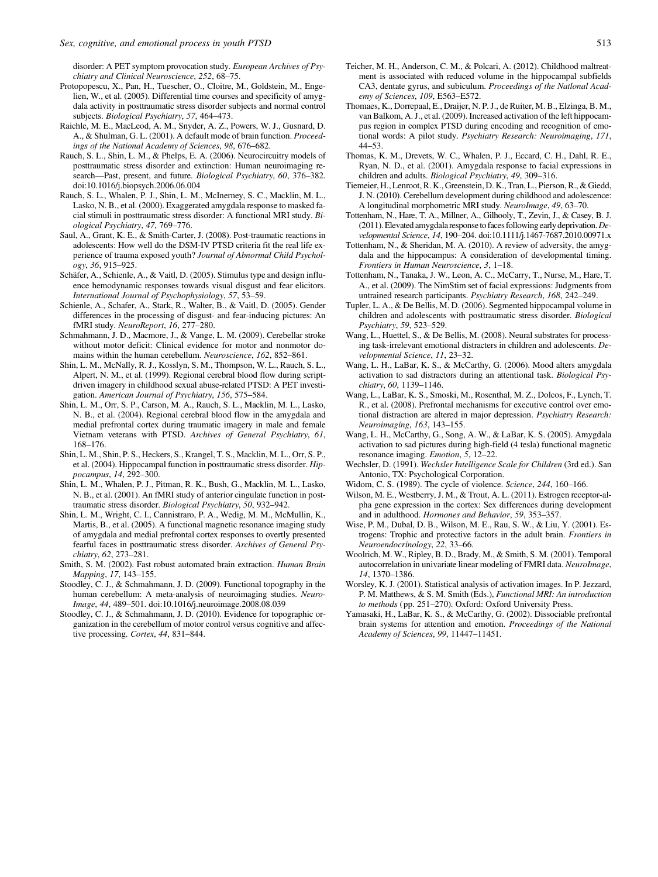disorder: A PET symptom provocation study. *European Archives of Psychiatry and Clinical Neuroscience*, *252*, 68–75.

Protopopescu, X., Pan, H., Tuescher, O., Cloitre, M., Goldstein, M., Engelien, W., et al. (2005). Differential time courses and specificity of amygdala activity in posttraumatic stress disorder subjects and normal control subjects. *Biological Psychiatry*, *57*, 464–473.

Raichle, M. E., MacLeod, A. M., Snyder, A. Z., Powers, W. J., Gusnard, D. A., & Shulman, G. L. (2001). A default mode of brain function. *Proceedings of the National Academy of Sciences*, *98*, 676–682.

Rauch, S. L., Shin, L. M., & Phelps, E. A. (2006). Neurocircuitry models of posttraumatic stress disorder and extinction: Human neuroimaging research—Past, present, and future. *Biological Psychiatry*, *60*, 376–382. doi:10.1016/j.biopsych.2006.06.004

Rauch, S. L., Whalen, P. J., Shin, L. M., McInerney, S. C., Macklin, M. L., Lasko, N. B., et al. (2000). Exaggerated amygdala response to masked facial stimuli in posttraumatic stress disorder: A functional MRI study. *Biological Psychiatry*, *47*, 769–776.

Saul, A., Grant, K. E., & Smith-Carter, J. (2008). Post-traumatic reactions in adolescents: How well do the DSM-IV PTSD criteria fit the real life experience of trauma exposed youth? *Journal of Abnormal Child Psychology*, *36*, 915–925.

Schäfer, A., Schienle, A., & Vaitl, D. (2005). Stimulus type and design influence hemodynamic responses towards visual disgust and fear elicitors. *International Journal of Psychophysiology*, *57*, 53–59.

Schienle, A., Schafer, A., Stark, R., Walter, B., & Vaitl, D. (2005). Gender differences in the processing of disgust- and fear-inducing pictures: An fMRI study. *NeuroReport*, *16*, 277–280.

Schmahmann, J. D., Macmore, J., & Vange, L. M. (2009). Cerebellar stroke without motor deficit: Clinical evidence for motor and nonmotor domains within the human cerebellum. *Neuroscience*, *162*, 852–861.

Shin, L. M., McNally, R. J., Kosslyn, S. M., Thompson, W. L., Rauch, S. L., Alpert, N. M., et al. (1999). Regional cerebral blood flow during script-driven imagery in childhood sexual abuse-related PTSD: A PET investigation. *American Journal of Psychiatry*, *156*, 575–584.

Shin, L. M., Orr, S. P., Carson, M. A., Rauch, S. L., Macklin, M. L., Lasko, N. B., et al. (2004). Regional cerebral blood flow in the amygdala and medial prefrontal cortex during traumatic imagery in male and female Vietnam veterans with PTSD. *Archives of General Psychiatry*, *61*, 168–176.

Shin, L. M., Shin, P. S., Heckers, S., Krangel, T. S., Macklin, M. L., Orr, S. P., et al. (2004). Hippocampal function in posttraumatic stress disorder. *Hippocampus*, *14*, 292–300.

Shin, L. M., Whalen, P. J., Pitman, R. K., Bush, G., Macklin, M. L., Lasko, N. B., et al. (2001). An fMRI study of anterior cingulate function in posttraumatic stress disorder. *Biological Psychiatry*, *50*, 932–942.

Shin, L. M., Wright, C. I., Cannistraro, P. A., Wedig, M. M., McMullin, K., Martis, B., et al. (2005). A functional magnetic resonance imaging study of amygdala and medial prefrontal cortex responses to overtly presented fearful faces in posttraumatic stress disorder. *Archives of General Psychiatry*, *62*, 273–281.

Smith, S. M. (2002). Fast robust automated brain extraction. *Human Brain Mapping*, *17*, 143–155.

Stoodley, C. J., & Schmahmann, J. D. (2009). Functional topography in the human cerebellum: A meta-analysis of neuroimaging studies. *NeuroImage*, *44*, 489–501. doi:10.1016/j.neuroimage.2008.08.039

Stoodley, C. J., & Schmahmann, J. D. (2010). Evidence for topographic organization in the cerebellum of motor control versus cognitive and affective processing. *Cortex*, *44*, 831–844.

Teicher, M. H., Anderson, C. M., & Polcari, A. (2012). Childhood maltreatment is associated with reduced volume in the hippocampal subfields CA3, dentate gyrus, and subiculum. *Proceedings of the National Academy of Sciences*, *109*, E563–E572.

Thomaes, K., Dorrepaal, E., Draijer, N. P. J., de Ruiter, M. B., Elzinga, B. M., van Balkom, A. J., et al. (2009). Increased activation of the left hippocampus region in complex PTSD during encoding and recognition of emotional words: A pilot study. *Psychiatry Research: Neuroimaging*, *171*, 44–53.

Thomas, K. M., Drevets, W. C., Whalen, P. J., Eccard, C. H., Dahl, R. E., Ryan, N. D., et al. (2001). Amygdala response to facial expressions in children and adults. *Biological Psychiatry*, *49*, 309–316.

Tiemeier, H., Lenroot, R. K., Greenstein, D. K., Tran, L., Pierson, R., & Giedd, J. N. (2010). Cerebellum development during childhood and adolescence: A longitudinal morphometric MRI study. *NeuroImage*, *49*, 63–70.

Tottenham, N., Hare, T. A., Millner, A., Gilhooly, T., Zevin, J., & Casey, B. J. (2011). Elevated amygdala response to faces following early deprivation. *Developmental Science*, *14*, 190–204. doi:10.1111/j.1467-7687.2010.00971.x

Tottenham, N., & Sheridan, M. A. (2010). A review of adversity, the amygdala and the hippocampus: A consideration of developmental timing. *Frontiers in Human Neuroscience*, *3*, 1–18.

Tottenham, N., Tanaka, J. W., Leon, A. C., McCarry, T., Nurse, M., Hare, T. A., et al. (2009). The NimStim set of facial expressions: Judgments from untrained research participants. *Psychiatry Research*, *168*, 242–249.

Tupler, L. A., & De Bellis, M. D. (2006). Segmented hippocampal volume in children and adolescents with posttraumatic stress disorder. *Biological Psychiatry*, *59*, 523–529.

Wang, L., Huettel, S., & De Bellis, M. (2008). Neural substrates for processing task-irrelevant emotional distracters in children and adolescents. *Developmental Science*, *11*, 23–32.

Wang, L. H., LaBar, K. S., & McCarthy, G. (2006). Mood alters amygdala activation to sad distractors during an attentional task. *Biological Psychiatry*, *60*, 1139–1146.

Wang, L., LaBar, K. S., Smoski, M., Rosenthal, M. Z., Dolcos, F., Lynch, T. R., et al. (2008). Prefrontal mechanisms for executive control over emotional distraction are altered in major depression. *Psychiatry Research: Neuroimaging*, *163*, 143–155.

Wang, L. H., McCarthy, G., Song, A. W., & LaBar, K. S. (2005). Amygdala activation to sad pictures during high-field (4 tesla) functional magnetic resonance imaging. *Emotion*, *5*, 12–22.

Wechsler, D. (1991). *Wechsler Intelligence Scale for Children* (3rd ed.). San Antonio, TX: Psychological Corporation.

Widom, C. S. (1989). The cycle of violence. *Science*, *244*, 160–166.

Wilson, M. E., Westberry, J. M., & Trout, A. L. (2011). Estrogen receptor-alpha gene expression in the cortex: Sex differences during development and in adulthood. *Hormones and Behavior*, *59*, 353–357.

Wise, P. M., Dubal, D. B., Wilson, M. E., Rau, S. W., & Liu, Y. (2001). Estrogens: Trophic and protective factors in the adult brain. *Frontiers in Neuroendocrinology*, *22*, 33–66.

Woolrich, M. W., Ripley, B. D., Brady, M., & Smith, S. M. (2001). Temporal autocorrelation in univariate linear modeling of FMRI data. *NeuroImage*, *14*, 1370–1386.

Worsley, K. J. (2001). Statistical analysis of activation images. In P. Jezzard, P. M. Matthews, & S. M. Smith (Eds.), *Functional MRI: An introduction to methods* (pp. 251–270). Oxford: Oxford University Press.

Yamasaki, H., LaBar, K. S., & McCarthy, G. (2002). Dissociable prefrontal brain systems for attention and emotion. *Proceedings of the National Academy of Sciences*, *99*, 11447–11451.